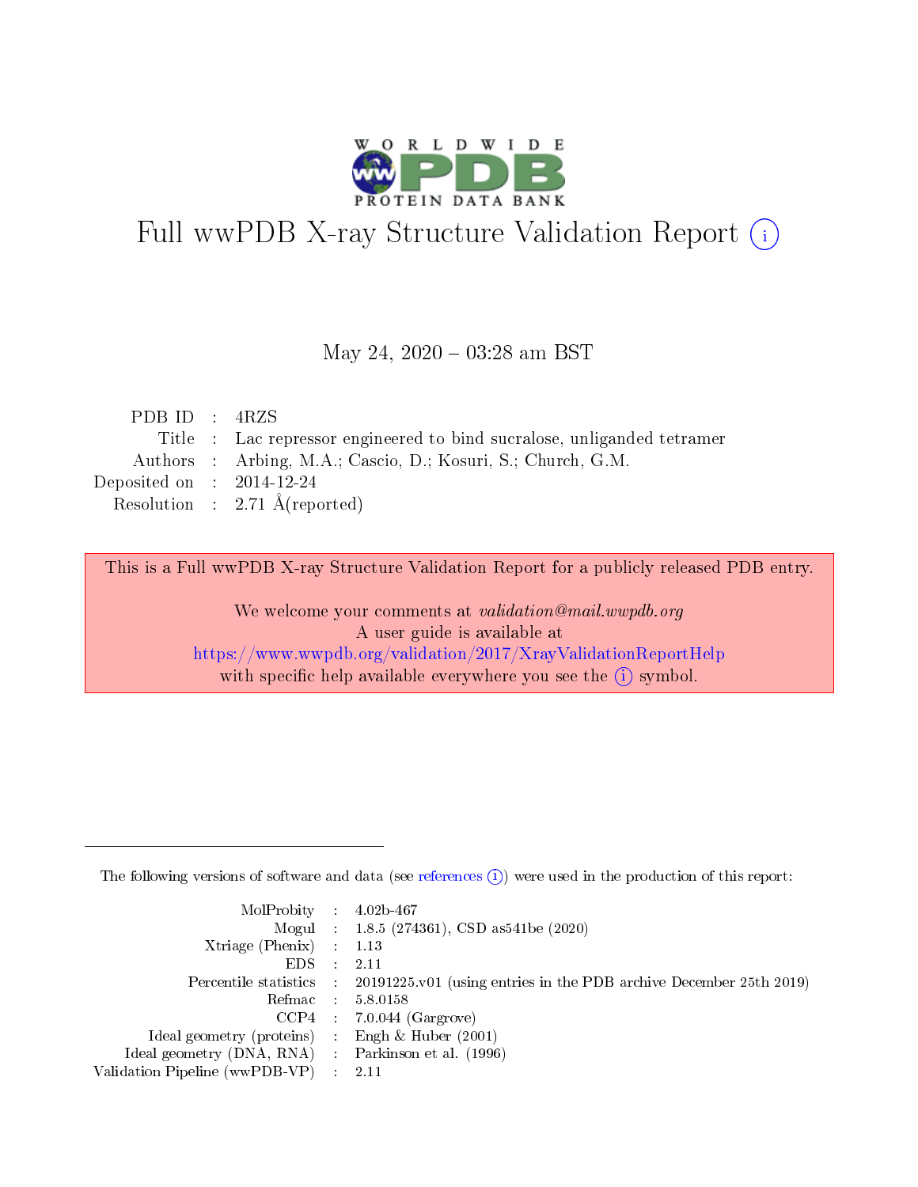# Full wwPDB X-ray Structure Validation Report (i)

May 24, 2020 – 03:28 am BST

| | | |
|---|---|---|
| PDB ID | : | 4RZS |
| Title | : | Lac repressor engineered to bind sucralose, unliganded tetramer |
| Authors | : | Arbing, M.A.; Cascio, D.; Kosuri, S.; Church, G.M. |
| Deposited on | : | 2014-12-24 |
| Resolution | : | 2.71 Å(reported) |

This is a Full wwPDB X-ray Structure Validation Report for a publicly released PDB entry.

We welcome your comments at *validation@mail.wwpdb.org*
A user guide is available at
https://www.wwpdb.org/validation/2017/XrayValidationReportHelp
with specific help available everywhere you see the (i) symbol.

---

The following versions of software and data (see references (i)) were used in the production of this report:

| | | |
|---|---|---|
| MolProbity | : | 4.02b-467 |
| Mogul | : | 1.8.5 (274361), CSD as541be (2020) |
| Xtriage (Phenix) | : | 1.13 |
| EDS | : | 2.11 |
| Percentile statistics | : | 20191225.v01 (using entries in the PDB archive December 25th 2019) |
| Refmac | : | 5.8.0158 |
| CCP4 | : | 7.0.044 (Gargrove) |
| Ideal geometry (proteins) | : | Engh & Huber (2001) |
| Ideal geometry (DNA, RNA) | : | Parkinson et al. (1996) |
| Validation Pipeline (wwPDB-VP) | : | 2.11 |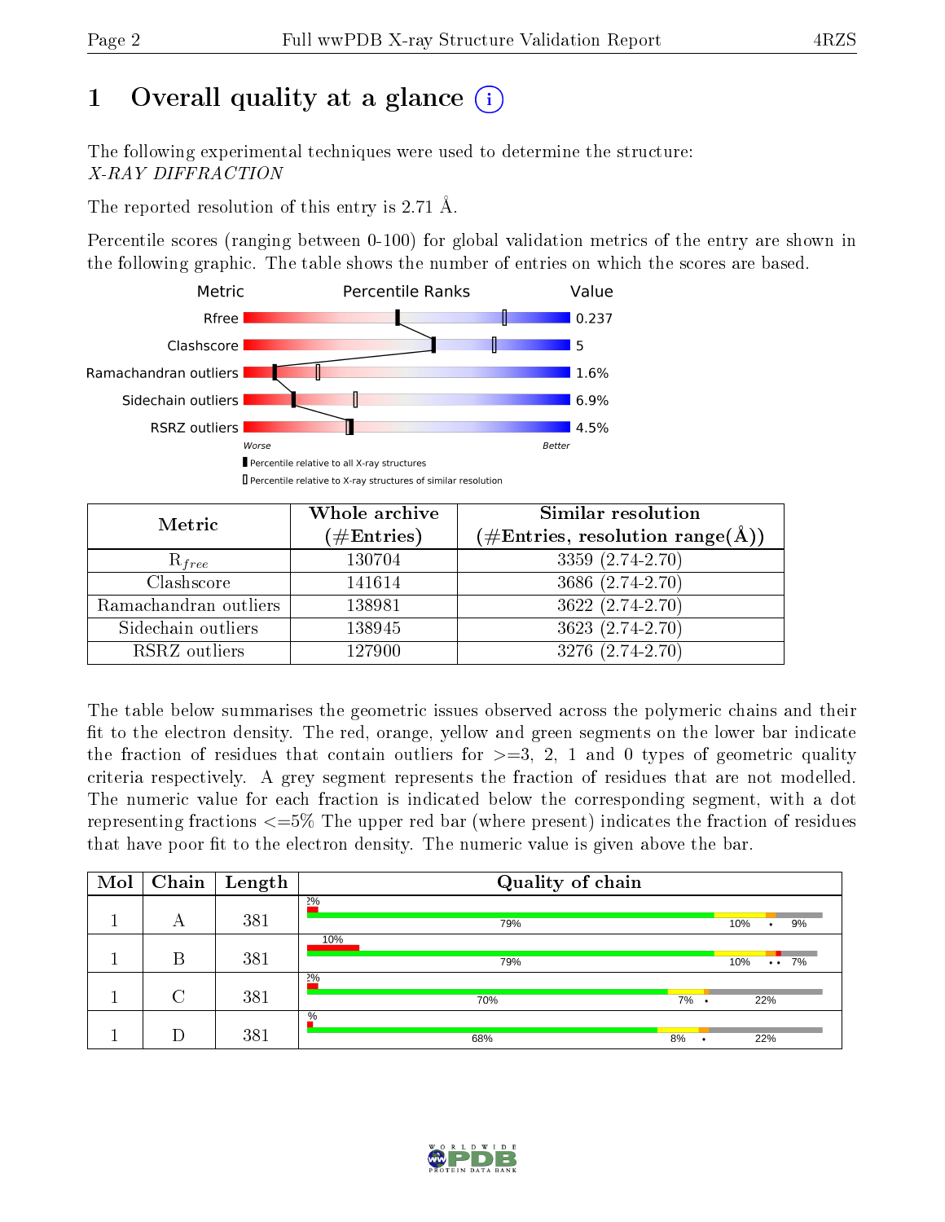# 1 Overall quality at a glance

The following experimental techniques were used to determine the structure:
*X-RAY DIFFRACTION*

The reported resolution of this entry is 2.71 Å.

Percentile scores (ranging between 0-100) for global validation metrics of the entry are shown in the following graphic. The table shows the number of entries on which the scores are based.

| Metric | Value |
|---|---|
| Rfree | 0.237 |
| Clashscore | 5 |
| Ramachandran outliers | 1.6% |
| Sidechain outliers | 6.9% |
| RSRZ outliers | 4.5% |

Worse — Better

▮ Percentile relative to all X-ray structures
▯ Percentile relative to X-ray structures of similar resolution

| Metric | Whole archive (#Entries) | Similar resolution (#Entries, resolution range(Å)) |
|---|---|---|
| $R_{free}$ | 130704 | 3359 (2.74-2.70) |
| Clashscore | 141614 | 3686 (2.74-2.70) |
| Ramachandran outliers | 138981 | 3622 (2.74-2.70) |
| Sidechain outliers | 138945 | 3623 (2.74-2.70) |
| RSRZ outliers | 127900 | 3276 (2.74-2.70) |

The table below summarises the geometric issues observed across the polymeric chains and their fit to the electron density. The red, orange, yellow and green segments on the lower bar indicate the fraction of residues that contain outliers for >=3, 2, 1 and 0 types of geometric quality criteria respectively. A grey segment represents the fraction of residues that are not modelled. The numeric value for each fraction is indicated below the corresponding segment, with a dot representing fractions <=5% The upper red bar (where present) indicates the fraction of residues that have poor fit to the electron density. The numeric value is given above the bar.

| Mol | Chain | Length | Quality of chain |
|---|---|---|---|
| 1 | A | 381 | 2%; 79%, 10%, •, 9% |
| 1 | B | 381 | 10%; 79%, 10%, • •, 7% |
| 1 | C | 381 | 2%; 70%, 7%, •, 22% |
| 1 | D | 381 | %; 68%, 8%, •, 22% |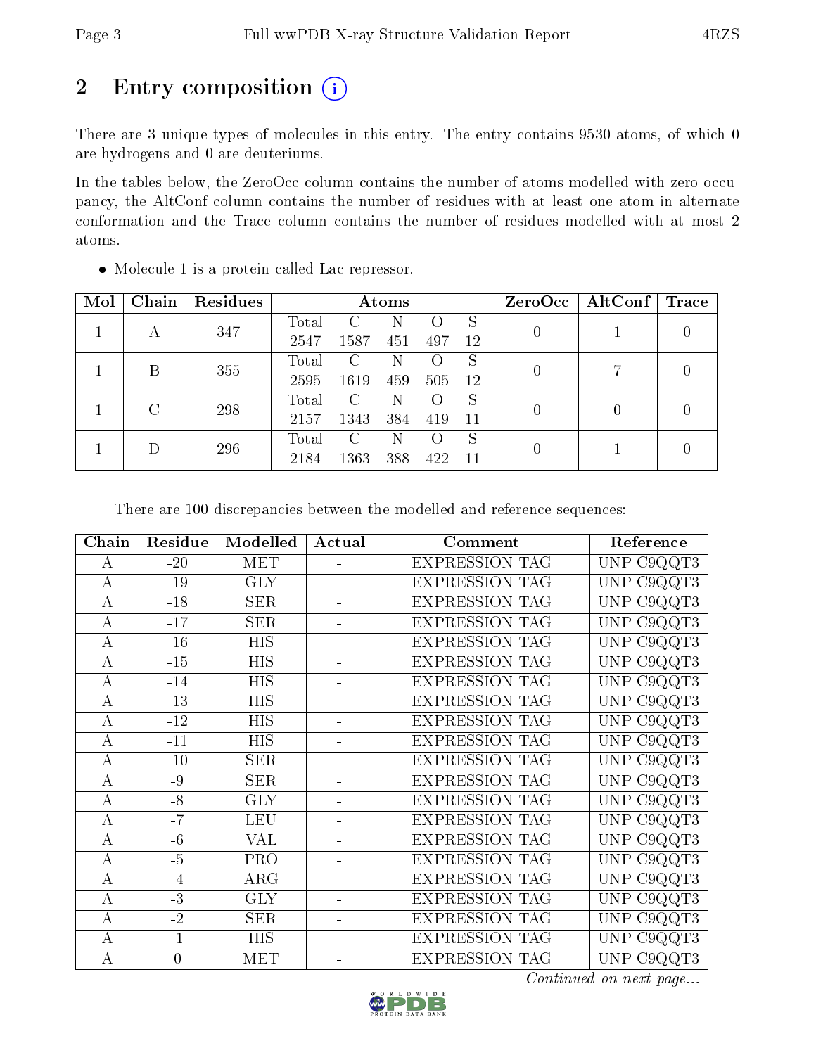# 2 Entry composition

There are 3 unique types of molecules in this entry. The entry contains 9530 atoms, of which 0 are hydrogens and 0 are deuteriums.

In the tables below, the ZeroOcc column contains the number of atoms modelled with zero occupancy, the AltConf column contains the number of residues with at least one atom in alternate conformation and the Trace column contains the number of residues modelled with at most 2 atoms.

- Molecule 1 is a protein called Lac repressor.

| Mol | Chain | Residues | Atoms | | | | | ZeroOcc | AltConf | Trace |
|---|---|---|---|---|---|---|---|---|---|---|
| 1 | A | 347 | Total 2547 | C 1587 | N 451 | O 497 | S 12 | 0 | 1 | 0 |
| 1 | B | 355 | Total 2595 | C 1619 | N 459 | O 505 | S 12 | 0 | 7 | 0 |
| 1 | C | 298 | Total 2157 | C 1343 | N 384 | O 419 | S 11 | 0 | 0 | 0 |
| 1 | D | 296 | Total 2184 | C 1363 | N 388 | O 422 | S 11 | 0 | 1 | 0 |

There are 100 discrepancies between the modelled and reference sequences:

| Chain | Residue | Modelled | Actual | Comment | Reference |
|---|---|---|---|---|---|
| A | -20 | MET | - | EXPRESSION TAG | UNP C9QQT3 |
| A | -19 | GLY | - | EXPRESSION TAG | UNP C9QQT3 |
| A | -18 | SER | - | EXPRESSION TAG | UNP C9QQT3 |
| A | -17 | SER | - | EXPRESSION TAG | UNP C9QQT3 |
| A | -16 | HIS | - | EXPRESSION TAG | UNP C9QQT3 |
| A | -15 | HIS | - | EXPRESSION TAG | UNP C9QQT3 |
| A | -14 | HIS | - | EXPRESSION TAG | UNP C9QQT3 |
| A | -13 | HIS | - | EXPRESSION TAG | UNP C9QQT3 |
| A | -12 | HIS | - | EXPRESSION TAG | UNP C9QQT3 |
| A | -11 | HIS | - | EXPRESSION TAG | UNP C9QQT3 |
| A | -10 | SER | - | EXPRESSION TAG | UNP C9QQT3 |
| A | -9 | SER | - | EXPRESSION TAG | UNP C9QQT3 |
| A | -8 | GLY | - | EXPRESSION TAG | UNP C9QQT3 |
| A | -7 | LEU | - | EXPRESSION TAG | UNP C9QQT3 |
| A | -6 | VAL | - | EXPRESSION TAG | UNP C9QQT3 |
| A | -5 | PRO | - | EXPRESSION TAG | UNP C9QQT3 |
| A | -4 | ARG | - | EXPRESSION TAG | UNP C9QQT3 |
| A | -3 | GLY | - | EXPRESSION TAG | UNP C9QQT3 |
| A | -2 | SER | - | EXPRESSION TAG | UNP C9QQT3 |
| A | -1 | HIS | - | EXPRESSION TAG | UNP C9QQT3 |
| A | 0 | MET | - | EXPRESSION TAG | UNP C9QQT3 |

*Continued on next page...*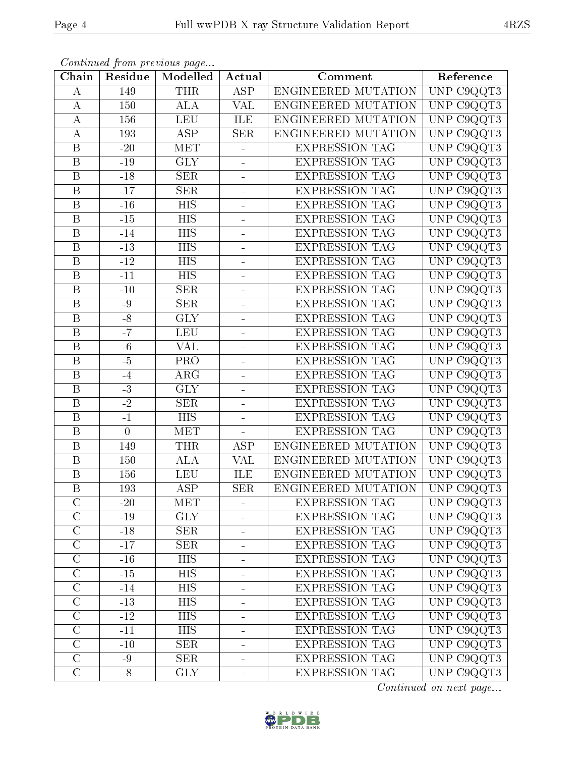*Continued from previous page...*

| Chain | Residue | Modelled | Actual | Comment | Reference |
|---|---|---|---|---|---|
| A | 149 | THR | ASP | ENGINEERED MUTATION | UNP C9QQT3 |
| A | 150 | ALA | VAL | ENGINEERED MUTATION | UNP C9QQT3 |
| A | 156 | LEU | ILE | ENGINEERED MUTATION | UNP C9QQT3 |
| A | 193 | ASP | SER | ENGINEERED MUTATION | UNP C9QQT3 |
| B | -20 | MET | - | EXPRESSION TAG | UNP C9QQT3 |
| B | -19 | GLY | - | EXPRESSION TAG | UNP C9QQT3 |
| B | -18 | SER | - | EXPRESSION TAG | UNP C9QQT3 |
| B | -17 | SER | - | EXPRESSION TAG | UNP C9QQT3 |
| B | -16 | HIS | - | EXPRESSION TAG | UNP C9QQT3 |
| B | -15 | HIS | - | EXPRESSION TAG | UNP C9QQT3 |
| B | -14 | HIS | - | EXPRESSION TAG | UNP C9QQT3 |
| B | -13 | HIS | - | EXPRESSION TAG | UNP C9QQT3 |
| B | -12 | HIS | - | EXPRESSION TAG | UNP C9QQT3 |
| B | -11 | HIS | - | EXPRESSION TAG | UNP C9QQT3 |
| B | -10 | SER | - | EXPRESSION TAG | UNP C9QQT3 |
| B | -9 | SER | - | EXPRESSION TAG | UNP C9QQT3 |
| B | -8 | GLY | - | EXPRESSION TAG | UNP C9QQT3 |
| B | -7 | LEU | - | EXPRESSION TAG | UNP C9QQT3 |
| B | -6 | VAL | - | EXPRESSION TAG | UNP C9QQT3 |
| B | -5 | PRO | - | EXPRESSION TAG | UNP C9QQT3 |
| B | -4 | ARG | - | EXPRESSION TAG | UNP C9QQT3 |
| B | -3 | GLY | - | EXPRESSION TAG | UNP C9QQT3 |
| B | -2 | SER | - | EXPRESSION TAG | UNP C9QQT3 |
| B | -1 | HIS | - | EXPRESSION TAG | UNP C9QQT3 |
| B | 0 | MET | - | EXPRESSION TAG | UNP C9QQT3 |
| B | 149 | THR | ASP | ENGINEERED MUTATION | UNP C9QQT3 |
| B | 150 | ALA | VAL | ENGINEERED MUTATION | UNP C9QQT3 |
| B | 156 | LEU | ILE | ENGINEERED MUTATION | UNP C9QQT3 |
| B | 193 | ASP | SER | ENGINEERED MUTATION | UNP C9QQT3 |
| C | -20 | MET | - | EXPRESSION TAG | UNP C9QQT3 |
| C | -19 | GLY | - | EXPRESSION TAG | UNP C9QQT3 |
| C | -18 | SER | - | EXPRESSION TAG | UNP C9QQT3 |
| C | -17 | SER | - | EXPRESSION TAG | UNP C9QQT3 |
| C | -16 | HIS | - | EXPRESSION TAG | UNP C9QQT3 |
| C | -15 | HIS | - | EXPRESSION TAG | UNP C9QQT3 |
| C | -14 | HIS | - | EXPRESSION TAG | UNP C9QQT3 |
| C | -13 | HIS | - | EXPRESSION TAG | UNP C9QQT3 |
| C | -12 | HIS | - | EXPRESSION TAG | UNP C9QQT3 |
| C | -11 | HIS | - | EXPRESSION TAG | UNP C9QQT3 |
| C | -10 | SER | - | EXPRESSION TAG | UNP C9QQT3 |
| C | -9 | SER | - | EXPRESSION TAG | UNP C9QQT3 |
| C | -8 | GLY | - | EXPRESSION TAG | UNP C9QQT3 |

*Continued on next page...*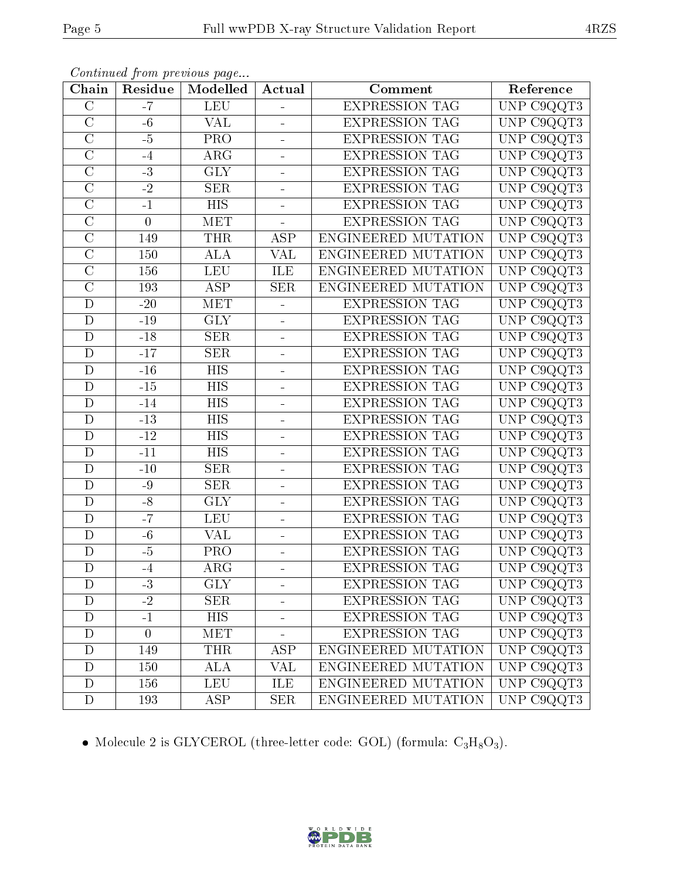*Continued from previous page...*

| Chain | Residue | Modelled | Actual | Comment | Reference |
|---|---|---|---|---|---|
| C | -7 | LEU | - | EXPRESSION TAG | UNP C9QQT3 |
| C | -6 | VAL | - | EXPRESSION TAG | UNP C9QQT3 |
| C | -5 | PRO | - | EXPRESSION TAG | UNP C9QQT3 |
| C | -4 | ARG | - | EXPRESSION TAG | UNP C9QQT3 |
| C | -3 | GLY | - | EXPRESSION TAG | UNP C9QQT3 |
| C | -2 | SER | - | EXPRESSION TAG | UNP C9QQT3 |
| C | -1 | HIS | - | EXPRESSION TAG | UNP C9QQT3 |
| C | 0 | MET | - | EXPRESSION TAG | UNP C9QQT3 |
| C | 149 | THR | ASP | ENGINEERED MUTATION | UNP C9QQT3 |
| C | 150 | ALA | VAL | ENGINEERED MUTATION | UNP C9QQT3 |
| C | 156 | LEU | ILE | ENGINEERED MUTATION | UNP C9QQT3 |
| C | 193 | ASP | SER | ENGINEERED MUTATION | UNP C9QQT3 |
| D | -20 | MET | - | EXPRESSION TAG | UNP C9QQT3 |
| D | -19 | GLY | - | EXPRESSION TAG | UNP C9QQT3 |
| D | -18 | SER | - | EXPRESSION TAG | UNP C9QQT3 |
| D | -17 | SER | - | EXPRESSION TAG | UNP C9QQT3 |
| D | -16 | HIS | - | EXPRESSION TAG | UNP C9QQT3 |
| D | -15 | HIS | - | EXPRESSION TAG | UNP C9QQT3 |
| D | -14 | HIS | - | EXPRESSION TAG | UNP C9QQT3 |
| D | -13 | HIS | - | EXPRESSION TAG | UNP C9QQT3 |
| D | -12 | HIS | - | EXPRESSION TAG | UNP C9QQT3 |
| D | -11 | HIS | - | EXPRESSION TAG | UNP C9QQT3 |
| D | -10 | SER | - | EXPRESSION TAG | UNP C9QQT3 |
| D | -9 | SER | - | EXPRESSION TAG | UNP C9QQT3 |
| D | -8 | GLY | - | EXPRESSION TAG | UNP C9QQT3 |
| D | -7 | LEU | - | EXPRESSION TAG | UNP C9QQT3 |
| D | -6 | VAL | - | EXPRESSION TAG | UNP C9QQT3 |
| D | -5 | PRO | - | EXPRESSION TAG | UNP C9QQT3 |
| D | -4 | ARG | - | EXPRESSION TAG | UNP C9QQT3 |
| D | -3 | GLY | - | EXPRESSION TAG | UNP C9QQT3 |
| D | -2 | SER | - | EXPRESSION TAG | UNP C9QQT3 |
| D | -1 | HIS | - | EXPRESSION TAG | UNP C9QQT3 |
| D | 0 | MET | - | EXPRESSION TAG | UNP C9QQT3 |
| D | 149 | THR | ASP | ENGINEERED MUTATION | UNP C9QQT3 |
| D | 150 | ALA | VAL | ENGINEERED MUTATION | UNP C9QQT3 |
| D | 156 | LEU | ILE | ENGINEERED MUTATION | UNP C9QQT3 |
| D | 193 | ASP | SER | ENGINEERED MUTATION | UNP C9QQT3 |

- Molecule 2 is GLYCEROL (three-letter code: GOL) (formula: $C_3H_8O_3$).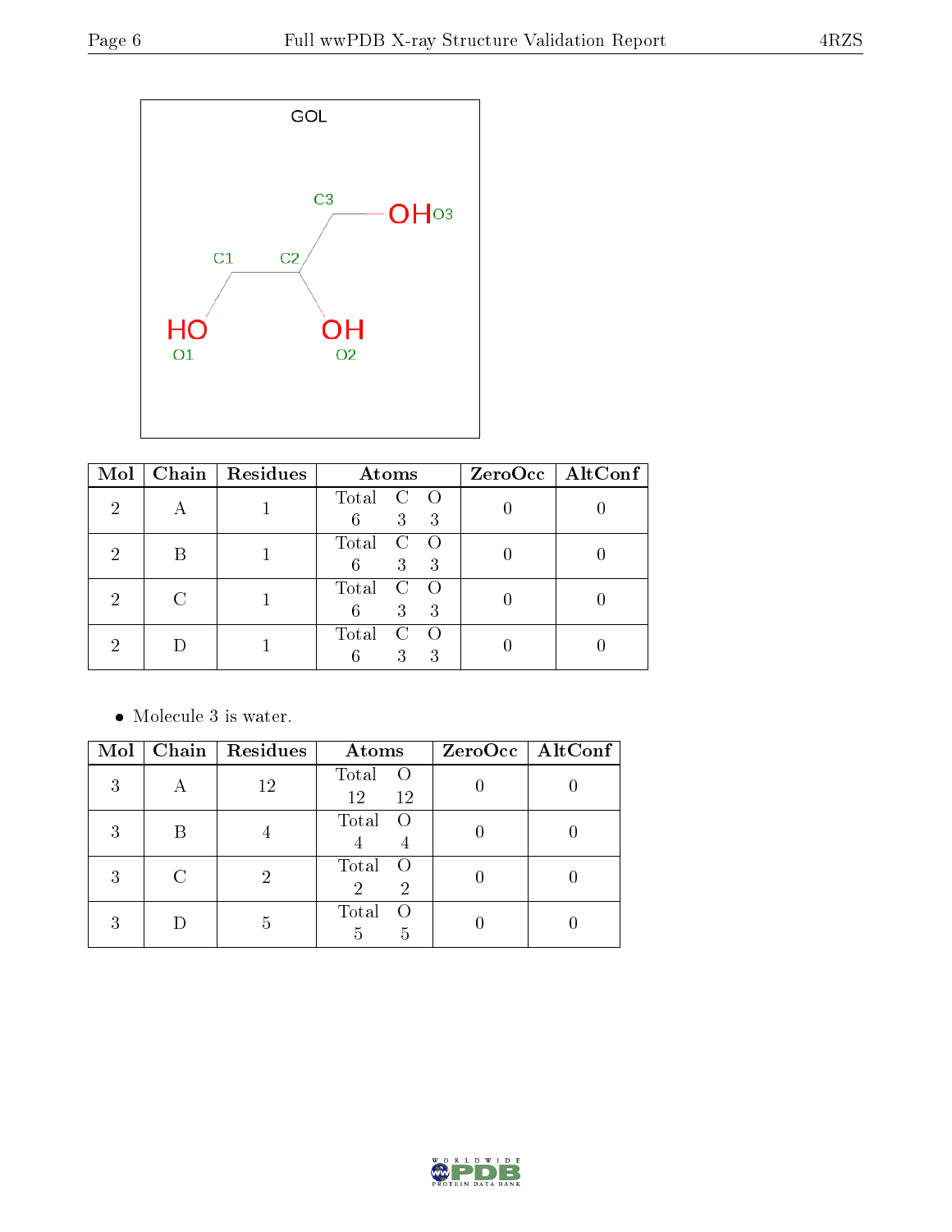GOL

| Mol | Chain | Residues | Atoms | | | ZeroOcc | AltConf |
|---|---|---|---|---|---|---|---|
| | | | Total | C | O | | |
| 2 | A | 1 | 6 | 3 | 3 | 0 | 0 |
| 2 | B | 1 | 6 | 3 | 3 | 0 | 0 |
| 2 | C | 1 | 6 | 3 | 3 | 0 | 0 |
| 2 | D | 1 | 6 | 3 | 3 | 0 | 0 |

- Molecule 3 is water.

| Mol | Chain | Residues | Atoms | | ZeroOcc | AltConf |
|---|---|---|---|---|---|---|
| | | | Total | O | | |
| 3 | A | 12 | 12 | 12 | 0 | 0 |
| 3 | B | 4 | 4 | 4 | 0 | 0 |
| 3 | C | 2 | 2 | 2 | 0 | 0 |
| 3 | D | 5 | 5 | 5 | 0 | 0 |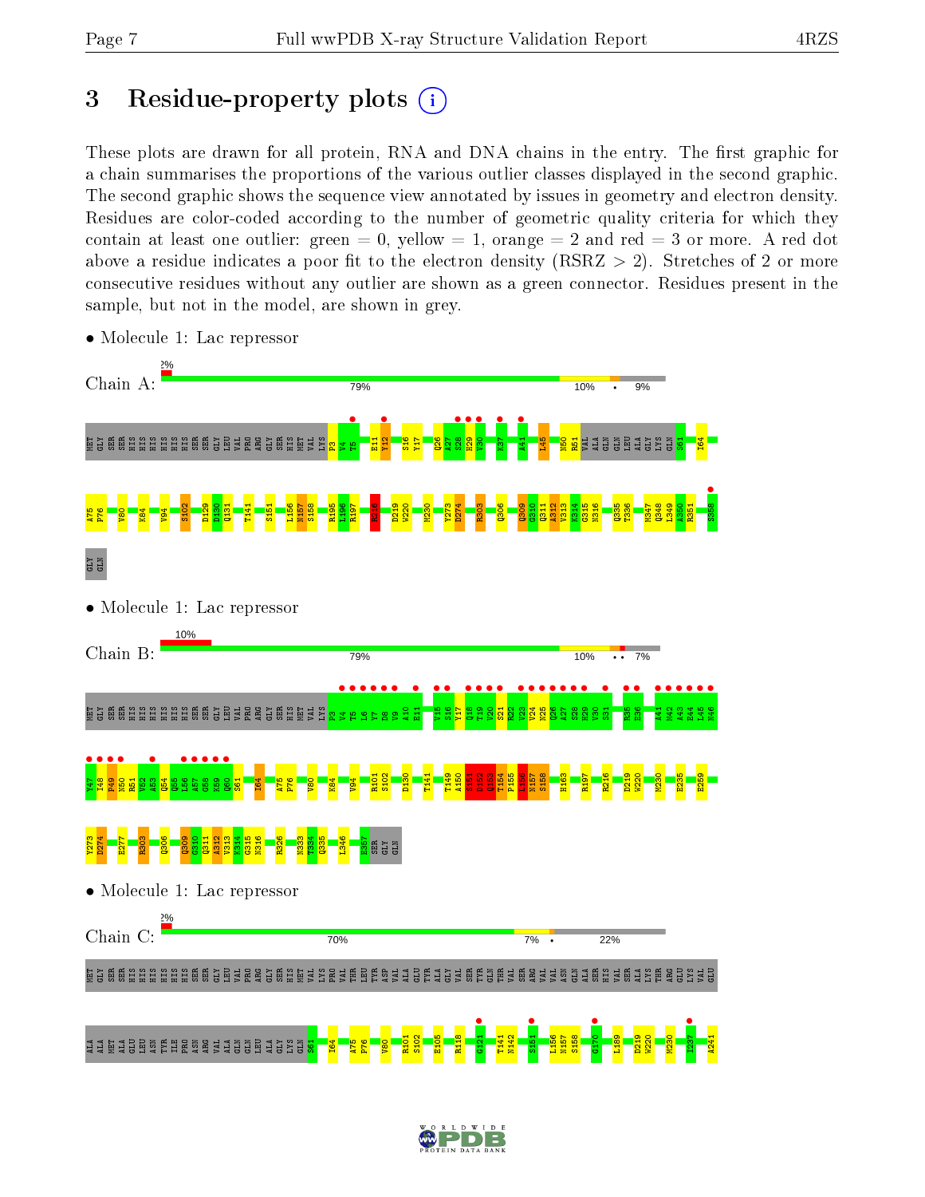## 3 Residue-property plots

These plots are drawn for all protein, RNA and DNA chains in the entry. The first graphic for a chain summarises the proportions of the various outlier classes displayed in the second graphic. The second graphic shows the sequence view annotated by issues in geometry and electron density. Residues are color-coded according to the number of geometric quality criteria for which they contain at least one outlier: green = 0, yellow = 1, orange = 2 and red = 3 or more. A red dot above a residue indicates a poor fit to the electron density (RSRZ > 2). Stretches of 2 or more consecutive residues without any outlier are shown as a green connector. Residues present in the sample, but not in the model, are shown in grey.

- Molecule 1: Lac repressor

Chain A: 2% | 79% | 10% | • | 9%

- Molecule 1: Lac repressor

Chain B: 10% | 79% | 10% | •• | 7%

- Molecule 1: Lac repressor

Chain C: 2% | 70% | 7% | • | 22%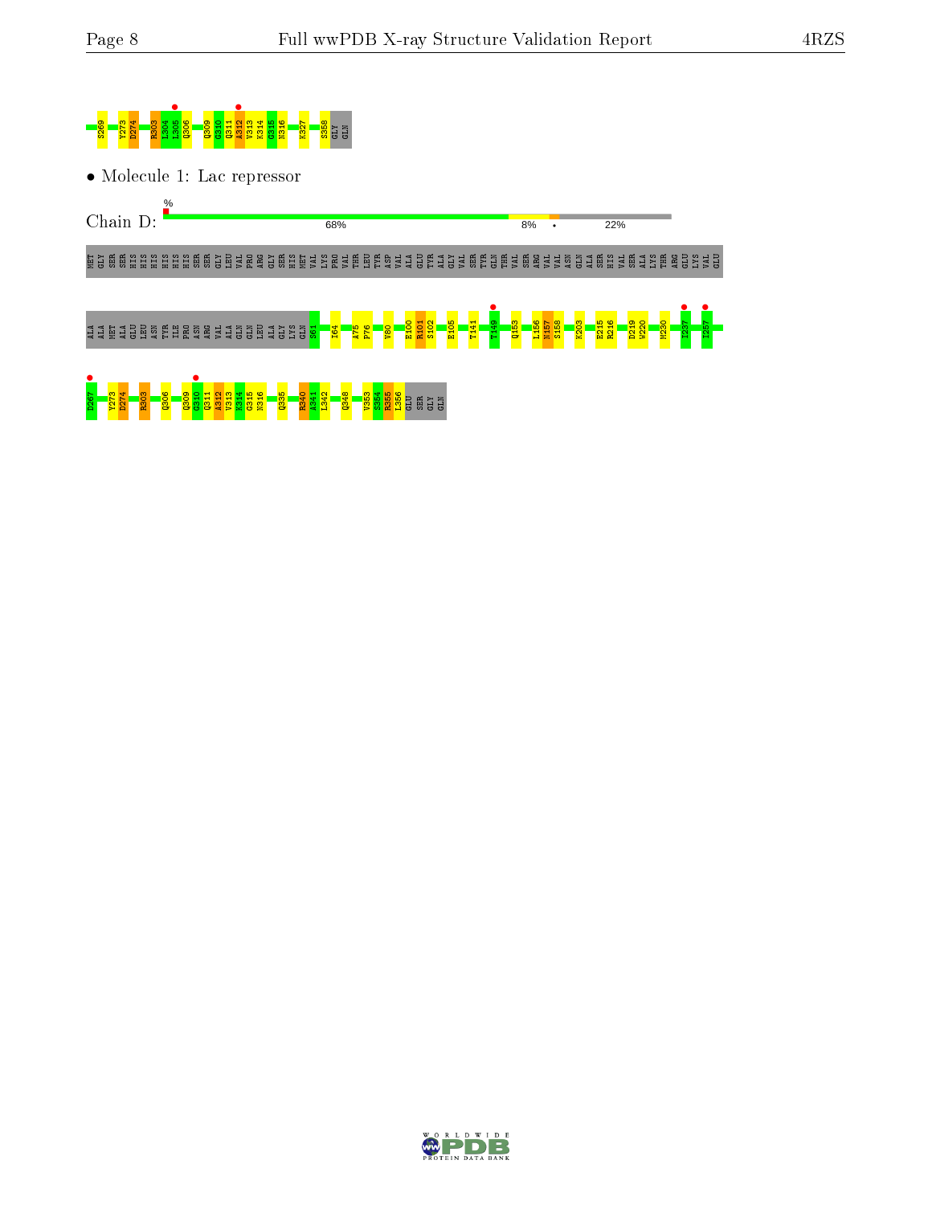S269 Y273 D274 R303 L304 L305 Q306 Q309 G310 Q311 A312 V313 K314 G315 N316 K327 S358 GLY GLN

- Molecule 1: Lac repressor

Chain D:

%

68%

8%

•

22%

MET GLY SER SER HIS HIS HIS HIS HIS HIS SER SER GLY LEU VAL PRO ARG GLY SER HIS MET VAL LYS PRO VAL THR LEU TYR ASP VAL ALA GLU TYR ALA GLY VAL SER TYR GLN THR VAL SER ARG VAL VAL ASN GLN ALA SER HIS VAL SER ALA LYS THR ARG GLU LYS VAL GLU

ALA ALA MET ALA GLU LEU ASN TYR ILE PRO ASN ARG VAL ALA GLN GLN LEU ALA GLY LYS GLN S61 I64 A75 F76 V80 E100 R101 S102 E105 T141 T149 Q153 L156 N157 S158 K203 E215 R216 D219 W220 M230 I237 I257

D267 Y273 D274 R303 Q306 Q309 G310 Q311 A312 V313 K314 G315 N316 Q335 R340 A341 L342 Q348 V353 S354 R355 L356 GLU SER GLY GLN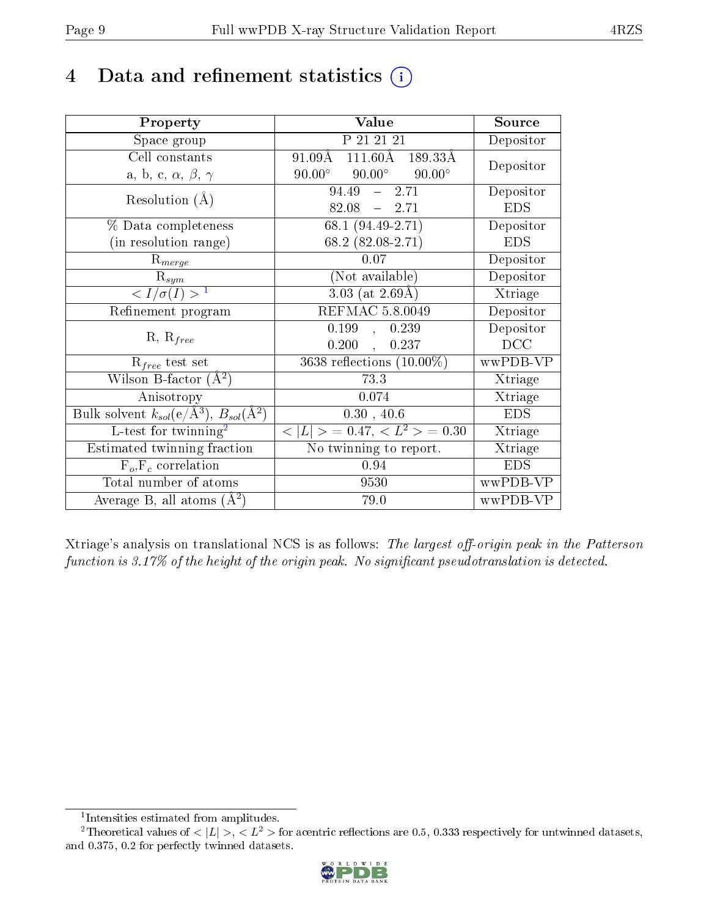# 4 Data and refinement statistics (i)

| Property | Value | Source |
|---|---|---|
| Space group | P 21 21 21 | Depositor |
| Cell constants<br>a, b, c, $\alpha$, $\beta$, $\gamma$ | 91.09Å 111.60Å 189.33Å<br>90.00° 90.00° 90.00° | Depositor |
| Resolution (Å) | 94.49 – 2.71<br>82.08 – 2.71 | Depositor<br>EDS |
| % Data completeness<br>(in resolution range) | 68.1 (94.49-2.71)<br>68.2 (82.08-2.71) | Depositor<br>EDS |
| $R_{merge}$ | 0.07 | Depositor |
| $R_{sym}$ | (Not available) | Depositor |
| $< I/\sigma(I) >$ [1] | 3.03 (at 2.69Å) | Xtriage |
| Refinement program | REFMAC 5.8.0049 | Depositor |
| R, $R_{free}$ | 0.199 , 0.239<br>0.200 , 0.237 | Depositor<br>DCC |
| $R_{free}$ test set | 3638 reflections (10.00%) | wwPDB-VP |
| Wilson B-factor (Å$^2$) | 73.3 | Xtriage |
| Anisotropy | 0.074 | Xtriage |
| Bulk solvent $k_{sol}$(e/Å$^3$), $B_{sol}$(Å$^2$) | 0.30 , 40.6 | EDS |
| L-test for twinning[2] | $< \|L\| >$ = 0.47, $< L^2 >$ = 0.30 | Xtriage |
| Estimated twinning fraction | No twinning to report. | Xtriage |
| $F_o$,$F_c$ correlation | 0.94 | EDS |
| Total number of atoms | 9530 | wwPDB-VP |
| Average B, all atoms (Å$^2$) | 79.0 | wwPDB-VP |

Xtriage's analysis on translational NCS is as follows: *The largest off-origin peak in the Patterson function is 3.17% of the height of the origin peak. No significant pseudotranslation is detected.*

[1] Intensities estimated from amplitudes.

[2] Theoretical values of $< |L| >$, $< L^2 >$ for acentric reflections are 0.5, 0.333 respectively for untwinned datasets, and 0.375, 0.2 for perfectly twinned datasets.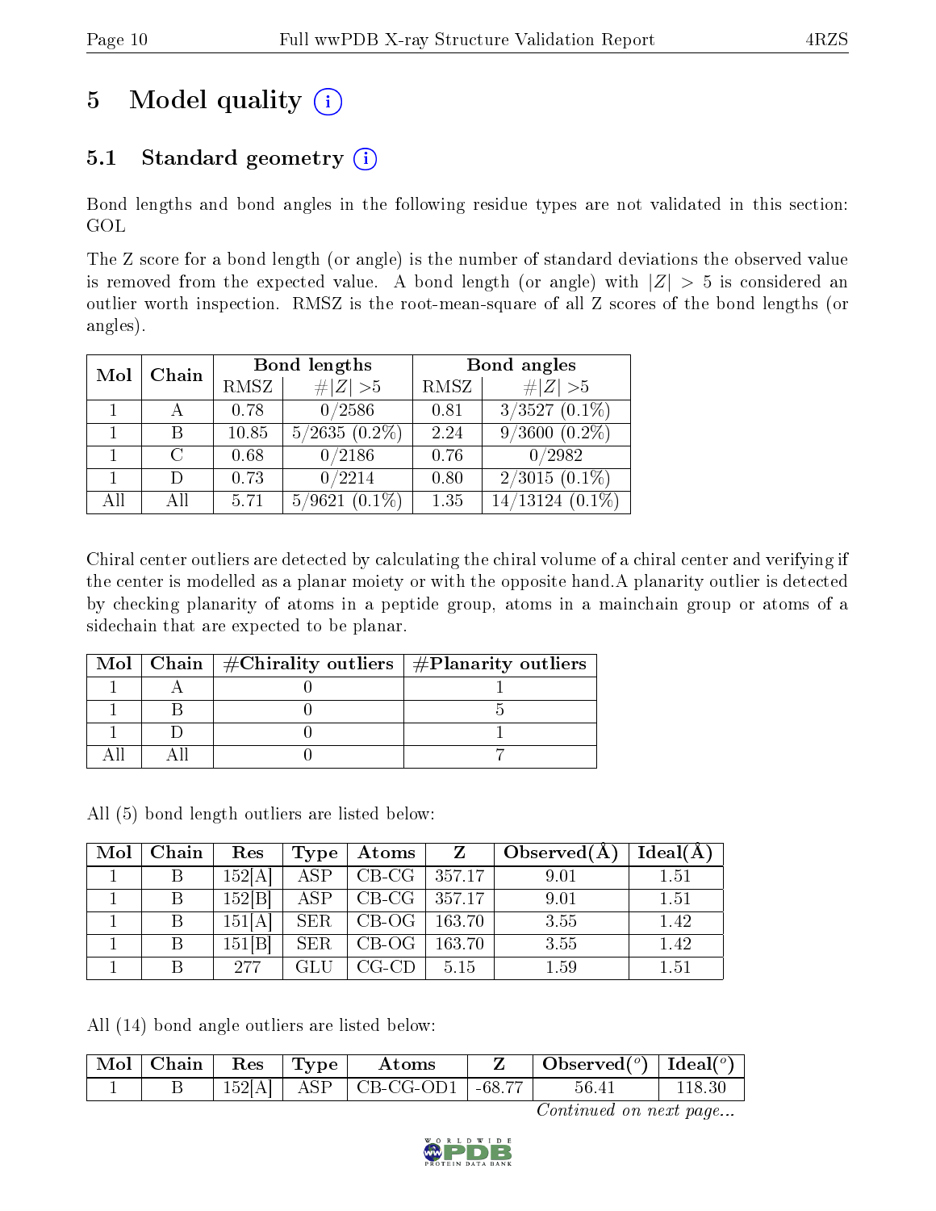# 5 Model quality (i)

## 5.1 Standard geometry (i)

Bond lengths and bond angles in the following residue types are not validated in this section: GOL

The Z score for a bond length (or angle) is the number of standard deviations the observed value is removed from the expected value. A bond length (or angle) with $|Z| > 5$ is considered an outlier worth inspection. RMSZ is the root-mean-square of all Z scores of the bond lengths (or angles).

| Mol | Chain | Bond lengths | | Bond angles | |
|---|---|---|---|---|---|
| | | RMSZ | #$\|Z\|$ >5 | RMSZ | #$\|Z\|$ >5 |
| 1 | A | 0.78 | 0/2586 | 0.81 | 3/3527 (0.1%) |
| 1 | B | 10.85 | 5/2635 (0.2%) | 2.24 | 9/3600 (0.2%) |
| 1 | C | 0.68 | 0/2186 | 0.76 | 0/2982 |
| 1 | D | 0.73 | 0/2214 | 0.80 | 2/3015 (0.1%) |
| All | All | 5.71 | 5/9621 (0.1%) | 1.35 | 14/13124 (0.1%) |

Chiral center outliers are detected by calculating the chiral volume of a chiral center and verifying if the center is modelled as a planar moiety or with the opposite hand.A planarity outlier is detected by checking planarity of atoms in a peptide group, atoms in a mainchain group or atoms of a sidechain that are expected to be planar.

| Mol | Chain | #Chirality outliers | #Planarity outliers |
|---|---|---|---|
| 1 | A | 0 | 1 |
| 1 | B | 0 | 5 |
| 1 | D | 0 | 1 |
| All | All | 0 | 7 |

All (5) bond length outliers are listed below:

| Mol | Chain | Res | Type | Atoms | Z | Observed(Å) | Ideal(Å) |
|---|---|---|---|---|---|---|---|
| 1 | B | 152[A] | ASP | CB-CG | 357.17 | 9.01 | 1.51 |
| 1 | B | 152[B] | ASP | CB-CG | 357.17 | 9.01 | 1.51 |
| 1 | B | 151[A] | SER | CB-OG | 163.70 | 3.55 | 1.42 |
| 1 | B | 151[B] | SER | CB-OG | 163.70 | 3.55 | 1.42 |
| 1 | B | 277 | GLU | CG-CD | 5.15 | 1.59 | 1.51 |

All (14) bond angle outliers are listed below:

| Mol | Chain | Res | Type | Atoms | Z | Observed(°) | Ideal(°) |
|---|---|---|---|---|---|---|---|
| 1 | B | 152[A] | ASP | CB-CG-OD1 | -68.77 | 56.41 | 118.30 |

*Continued on next page...*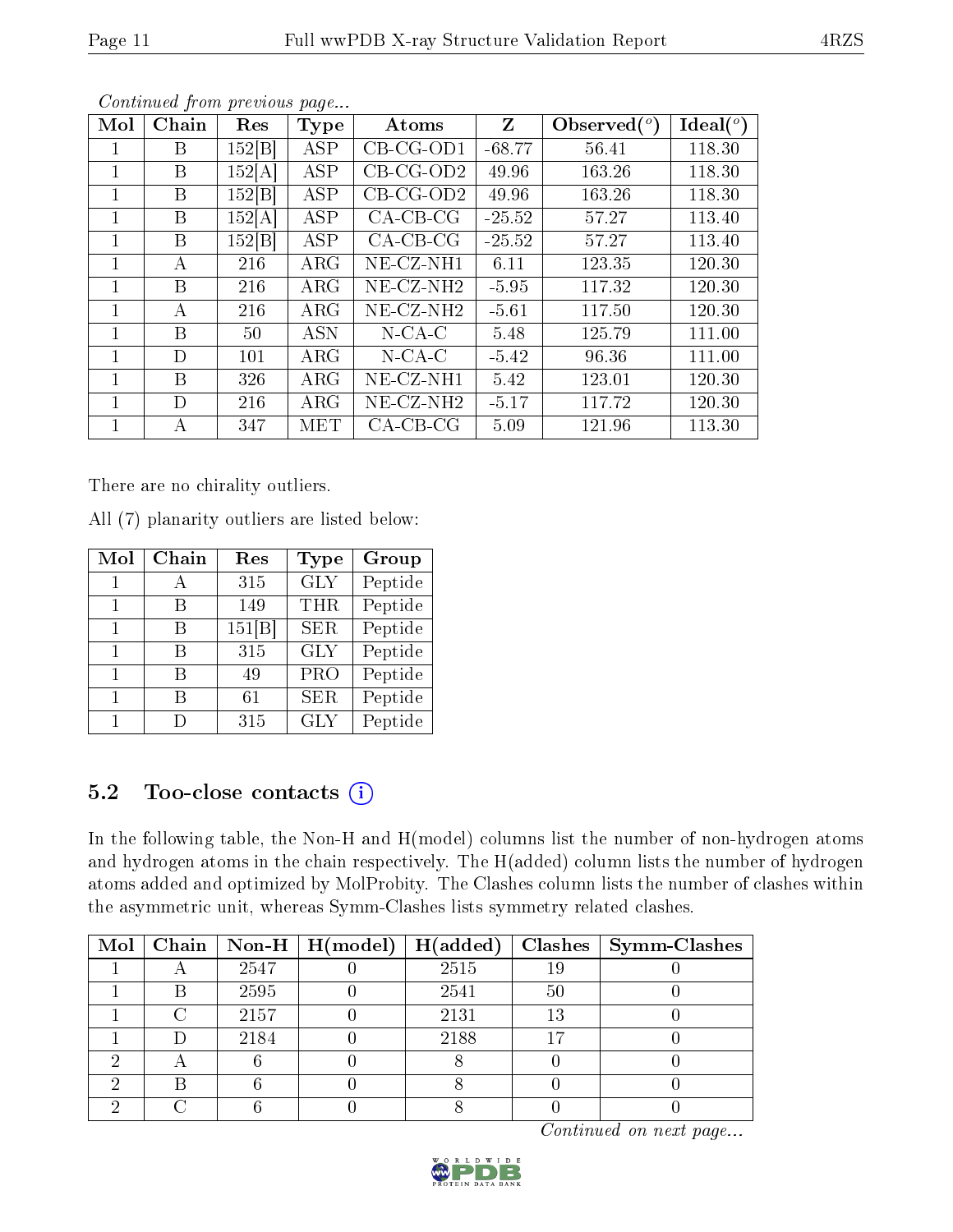*Continued from previous page...*

| Mol | Chain | Res | Type | Atoms | Z | Observed(°) | Ideal(°) |
|---|---|---|---|---|---|---|---|
| 1 | B | 152[B] | ASP | CB-CG-OD1 | -68.77 | 56.41 | 118.30 |
| 1 | B | 152[A] | ASP | CB-CG-OD2 | 49.96 | 163.26 | 118.30 |
| 1 | B | 152[B] | ASP | CB-CG-OD2 | 49.96 | 163.26 | 118.30 |
| 1 | B | 152[A] | ASP | CA-CB-CG | -25.52 | 57.27 | 113.40 |
| 1 | B | 152[B] | ASP | CA-CB-CG | -25.52 | 57.27 | 113.40 |
| 1 | A | 216 | ARG | NE-CZ-NH1 | 6.11 | 123.35 | 120.30 |
| 1 | B | 216 | ARG | NE-CZ-NH2 | -5.95 | 117.32 | 120.30 |
| 1 | A | 216 | ARG | NE-CZ-NH2 | -5.61 | 117.50 | 120.30 |
| 1 | B | 50 | ASN | N-CA-C | 5.48 | 125.79 | 111.00 |
| 1 | D | 101 | ARG | N-CA-C | -5.42 | 96.36 | 111.00 |
| 1 | B | 326 | ARG | NE-CZ-NH1 | 5.42 | 123.01 | 120.30 |
| 1 | D | 216 | ARG | NE-CZ-NH2 | -5.17 | 117.72 | 120.30 |
| 1 | A | 347 | MET | CA-CB-CG | 5.09 | 121.96 | 113.30 |

There are no chirality outliers.

All (7) planarity outliers are listed below:

| Mol | Chain | Res | Type | Group |
|---|---|---|---|---|
| 1 | A | 315 | GLY | Peptide |
| 1 | B | 149 | THR | Peptide |
| 1 | B | 151[B] | SER | Peptide |
| 1 | B | 315 | GLY | Peptide |
| 1 | B | 49 | PRO | Peptide |
| 1 | B | 61 | SER | Peptide |
| 1 | D | 315 | GLY | Peptide |

## 5.2 Too-close contacts

In the following table, the Non-H and H(model) columns list the number of non-hydrogen atoms and hydrogen atoms in the chain respectively. The H(added) column lists the number of hydrogen atoms added and optimized by MolProbity. The Clashes column lists the number of clashes within the asymmetric unit, whereas Symm-Clashes lists symmetry related clashes.

| Mol | Chain | Non-H | H(model) | H(added) | Clashes | Symm-Clashes |
|---|---|---|---|---|---|---|
| 1 | A | 2547 | 0 | 2515 | 19 | 0 |
| 1 | B | 2595 | 0 | 2541 | 50 | 0 |
| 1 | C | 2157 | 0 | 2131 | 13 | 0 |
| 1 | D | 2184 | 0 | 2188 | 17 | 0 |
| 2 | A | 6 | 0 | 8 | 0 | 0 |
| 2 | B | 6 | 0 | 8 | 0 | 0 |
| 2 | C | 6 | 0 | 8 | 0 | 0 |

*Continued on next page...*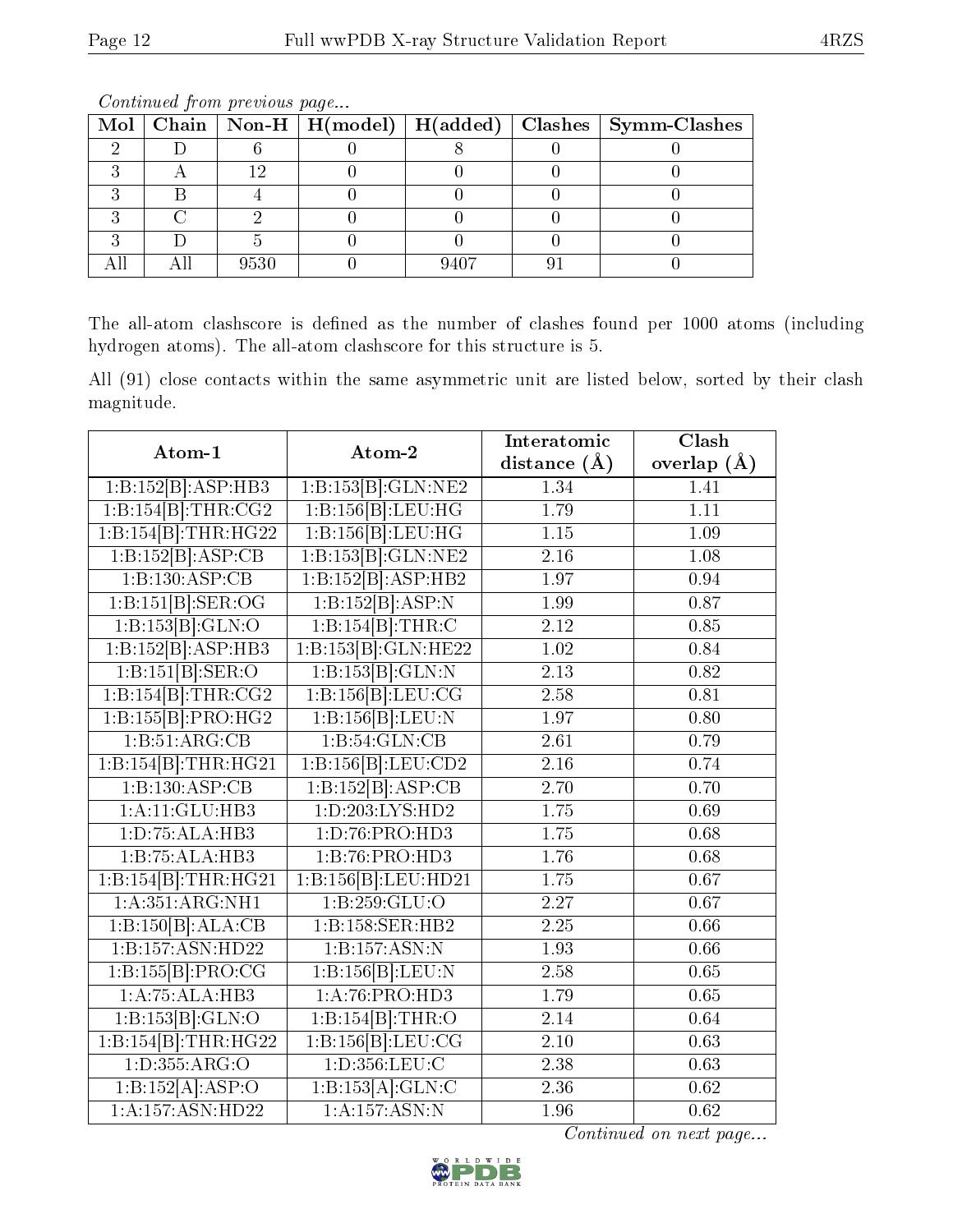*Continued from previous page...*

| Mol | Chain | Non-H | H(model) | H(added) | Clashes | Symm-Clashes |
|---|---|---|---|---|---|---|
| 2 | D | 6 | 0 | 8 | 0 | 0 |
| 3 | A | 12 | 0 | 0 | 0 | 0 |
| 3 | B | 4 | 0 | 0 | 0 | 0 |
| 3 | C | 2 | 0 | 0 | 0 | 0 |
| 3 | D | 5 | 0 | 0 | 0 | 0 |
| All | All | 9530 | 0 | 9407 | 91 | 0 |

The all-atom clashscore is defined as the number of clashes found per 1000 atoms (including hydrogen atoms). The all-atom clashscore for this structure is 5.

All (91) close contacts within the same asymmetric unit are listed below, sorted by their clash magnitude.

| Atom-1 | Atom-2 | Interatomic distance (Å) | Clash overlap (Å) |
|---|---|---|---|
| 1:B:152[B]:ASP:HB3 | 1:B:153[B]:GLN:NE2 | 1.34 | 1.41 |
| 1:B:154[B]:THR:CG2 | 1:B:156[B]:LEU:HG | 1.79 | 1.11 |
| 1:B:154[B]:THR:HG22 | 1:B:156[B]:LEU:HG | 1.15 | 1.09 |
| 1:B:152[B]:ASP:CB | 1:B:153[B]:GLN:NE2 | 2.16 | 1.08 |
| 1:B:130:ASP:CB | 1:B:152[B]:ASP:HB2 | 1.97 | 0.94 |
| 1:B:151[B]:SER:OG | 1:B:152[B]:ASP:N | 1.99 | 0.87 |
| 1:B:153[B]:GLN:O | 1:B:154[B]:THR:C | 2.12 | 0.85 |
| 1:B:152[B]:ASP:HB3 | 1:B:153[B]:GLN:HE22 | 1.02 | 0.84 |
| 1:B:151[B]:SER:O | 1:B:153[B]:GLN:N | 2.13 | 0.82 |
| 1:B:154[B]:THR:CG2 | 1:B:156[B]:LEU:CG | 2.58 | 0.81 |
| 1:B:155[B]:PRO:HG2 | 1:B:156[B]:LEU:N | 1.97 | 0.80 |
| 1:B:51:ARG:CB | 1:B:54:GLN:CB | 2.61 | 0.79 |
| 1:B:154[B]:THR:HG21 | 1:B:156[B]:LEU:CD2 | 2.16 | 0.74 |
| 1:B:130:ASP:CB | 1:B:152[B]:ASP:CB | 2.70 | 0.70 |
| 1:A:11:GLU:HB3 | 1:D:203:LYS:HD2 | 1.75 | 0.69 |
| 1:D:75:ALA:HB3 | 1:D:76:PRO:HD3 | 1.75 | 0.68 |
| 1:B:75:ALA:HB3 | 1:B:76:PRO:HD3 | 1.76 | 0.68 |
| 1:B:154[B]:THR:HG21 | 1:B:156[B]:LEU:HD21 | 1.75 | 0.67 |
| 1:A:351:ARG:NH1 | 1:B:259:GLU:O | 2.27 | 0.67 |
| 1:B:150[B]:ALA:CB | 1:B:158:SER:HB2 | 2.25 | 0.66 |
| 1:B:157:ASN:HD22 | 1:B:157:ASN:N | 1.93 | 0.66 |
| 1:B:155[B]:PRO:CG | 1:B:156[B]:LEU:N | 2.58 | 0.65 |
| 1:A:75:ALA:HB3 | 1:A:76:PRO:HD3 | 1.79 | 0.65 |
| 1:B:153[B]:GLN:O | 1:B:154[B]:THR:O | 2.14 | 0.64 |
| 1:B:154[B]:THR:HG22 | 1:B:156[B]:LEU:CG | 2.10 | 0.63 |
| 1:D:355:ARG:O | 1:D:356:LEU:C | 2.38 | 0.63 |
| 1:B:152[A]:ASP:O | 1:B:153[A]:GLN:C | 2.36 | 0.62 |
| 1:A:157:ASN:HD22 | 1:A:157:ASN:N | 1.96 | 0.62 |

*Continued on next page...*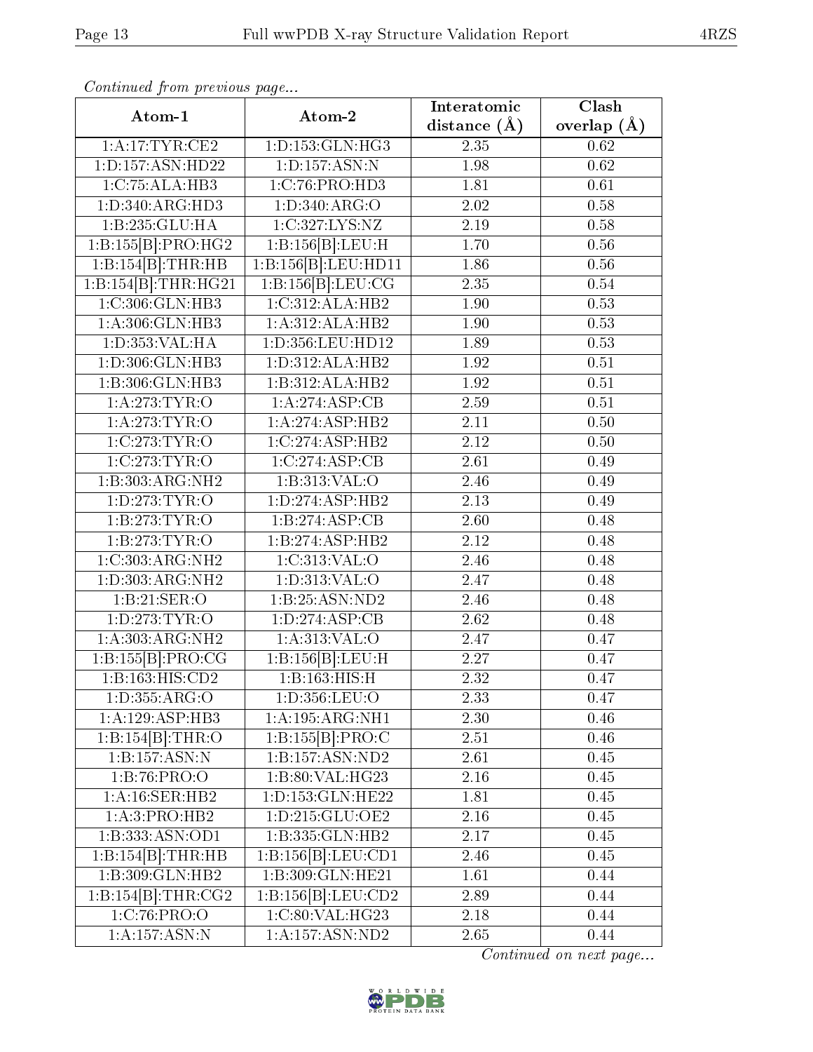*Continued from previous page...*

| Atom-1 | Atom-2 | Interatomic distance (Å) | Clash overlap (Å) |
|---|---|---|---|
| 1:A:17:TYR:CE2 | 1:D:153:GLN:HG3 | 2.35 | 0.62 |
| 1:D:157:ASN:HD22 | 1:D:157:ASN:N | 1.98 | 0.62 |
| 1:C:75:ALA:HB3 | 1:C:76:PRO:HD3 | 1.81 | 0.61 |
| 1:D:340:ARG:HD3 | 1:D:340:ARG:O | 2.02 | 0.58 |
| 1:B:235:GLU:HA | 1:C:327:LYS:NZ | 2.19 | 0.58 |
| 1:B:155[B]:PRO:HG2 | 1:B:156[B]:LEU:H | 1.70 | 0.56 |
| 1:B:154[B]:THR:HB | 1:B:156[B]:LEU:HD11 | 1.86 | 0.56 |
| 1:B:154[B]:THR:HG21 | 1:B:156[B]:LEU:CG | 2.35 | 0.54 |
| 1:C:306:GLN:HB3 | 1:C:312:ALA:HB2 | 1.90 | 0.53 |
| 1:A:306:GLN:HB3 | 1:A:312:ALA:HB2 | 1.90 | 0.53 |
| 1:D:353:VAL:HA | 1:D:356:LEU:HD12 | 1.89 | 0.53 |
| 1:D:306:GLN:HB3 | 1:D:312:ALA:HB2 | 1.92 | 0.51 |
| 1:B:306:GLN:HB3 | 1:B:312:ALA:HB2 | 1.92 | 0.51 |
| 1:A:273:TYR:O | 1:A:274:ASP:CB | 2.59 | 0.51 |
| 1:A:273:TYR:O | 1:A:274:ASP:HB2 | 2.11 | 0.50 |
| 1:C:273:TYR:O | 1:C:274:ASP:HB2 | 2.12 | 0.50 |
| 1:C:273:TYR:O | 1:C:274:ASP:CB | 2.61 | 0.49 |
| 1:B:303:ARG:NH2 | 1:B:313:VAL:O | 2.46 | 0.49 |
| 1:D:273:TYR:O | 1:D:274:ASP:HB2 | 2.13 | 0.49 |
| 1:B:273:TYR:O | 1:B:274:ASP:CB | 2.60 | 0.48 |
| 1:B:273:TYR:O | 1:B:274:ASP:HB2 | 2.12 | 0.48 |
| 1:C:303:ARG:NH2 | 1:C:313:VAL:O | 2.46 | 0.48 |
| 1:D:303:ARG:NH2 | 1:D:313:VAL:O | 2.47 | 0.48 |
| 1:B:21:SER:O | 1:B:25:ASN:ND2 | 2.46 | 0.48 |
| 1:D:273:TYR:O | 1:D:274:ASP:CB | 2.62 | 0.48 |
| 1:A:303:ARG:NH2 | 1:A:313:VAL:O | 2.47 | 0.47 |
| 1:B:155[B]:PRO:CG | 1:B:156[B]:LEU:H | 2.27 | 0.47 |
| 1:B:163:HIS:CD2 | 1:B:163:HIS:H | 2.32 | 0.47 |
| 1:D:355:ARG:O | 1:D:356:LEU:O | 2.33 | 0.47 |
| 1:A:129:ASP:HB3 | 1:A:195:ARG:NH1 | 2.30 | 0.46 |
| 1:B:154[B]:THR:O | 1:B:155[B]:PRO:C | 2.51 | 0.46 |
| 1:B:157:ASN:N | 1:B:157:ASN:ND2 | 2.61 | 0.45 |
| 1:B:76:PRO:O | 1:B:80:VAL:HG23 | 2.16 | 0.45 |
| 1:A:16:SER:HB2 | 1:D:153:GLN:HE22 | 1.81 | 0.45 |
| 1:A:3:PRO:HB2 | 1:D:215:GLU:OE2 | 2.16 | 0.45 |
| 1:B:333:ASN:OD1 | 1:B:335:GLN:HB2 | 2.17 | 0.45 |
| 1:B:154[B]:THR:HB | 1:B:156[B]:LEU:CD1 | 2.46 | 0.45 |
| 1:B:309:GLN:HB2 | 1:B:309:GLN:HE21 | 1.61 | 0.44 |
| 1:B:154[B]:THR:CG2 | 1:B:156[B]:LEU:CD2 | 2.89 | 0.44 |
| 1:C:76:PRO:O | 1:C:80:VAL:HG23 | 2.18 | 0.44 |
| 1:A:157:ASN:N | 1:A:157:ASN:ND2 | 2.65 | 0.44 |

*Continued on next page...*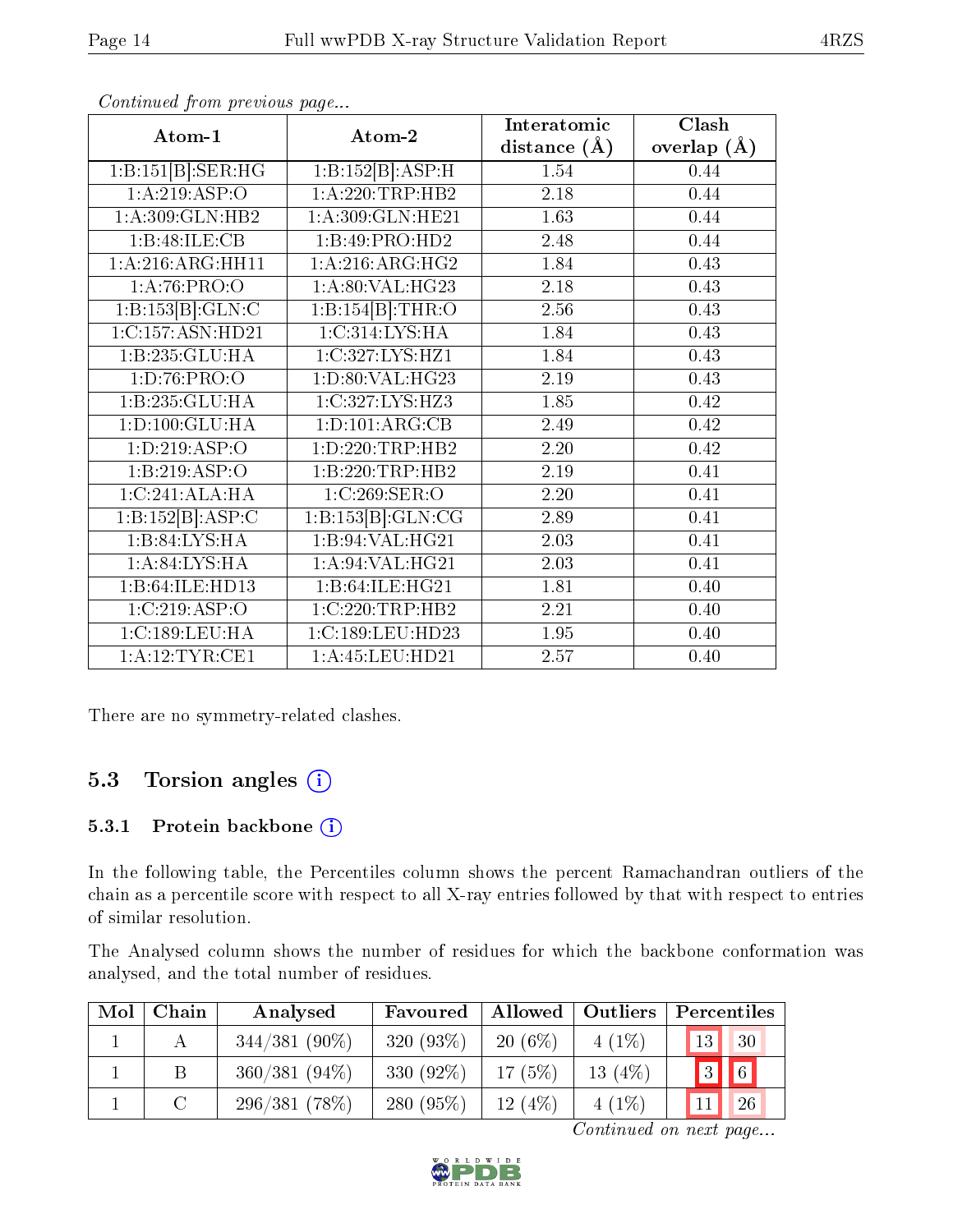*Continued from previous page...*

| Atom-1 | Atom-2 | Interatomic distance (Å) | Clash overlap (Å) |
|---|---|---|---|
| 1:B:151[B]:SER:HG | 1:B:152[B]:ASP:H | 1.54 | 0.44 |
| 1:A:219:ASP:O | 1:A:220:TRP:HB2 | 2.18 | 0.44 |
| 1:A:309:GLN:HB2 | 1:A:309:GLN:HE21 | 1.63 | 0.44 |
| 1:B:48:ILE:CB | 1:B:49:PRO:HD2 | 2.48 | 0.44 |
| 1:A:216:ARG:HH11 | 1:A:216:ARG:HG2 | 1.84 | 0.43 |
| 1:A:76:PRO:O | 1:A:80:VAL:HG23 | 2.18 | 0.43 |
| 1:B:153[B]:GLN:C | 1:B:154[B]:THR:O | 2.56 | 0.43 |
| 1:C:157:ASN:HD21 | 1:C:314:LYS:HA | 1.84 | 0.43 |
| 1:B:235:GLU:HA | 1:C:327:LYS:HZ1 | 1.84 | 0.43 |
| 1:D:76:PRO:O | 1:D:80:VAL:HG23 | 2.19 | 0.43 |
| 1:B:235:GLU:HA | 1:C:327:LYS:HZ3 | 1.85 | 0.42 |
| 1:D:100:GLU:HA | 1:D:101:ARG:CB | 2.49 | 0.42 |
| 1:D:219:ASP:O | 1:D:220:TRP:HB2 | 2.20 | 0.42 |
| 1:B:219:ASP:O | 1:B:220:TRP:HB2 | 2.19 | 0.41 |
| 1:C:241:ALA:HA | 1:C:269:SER:O | 2.20 | 0.41 |
| 1:B:152[B]:ASP:C | 1:B:153[B]:GLN:CG | 2.89 | 0.41 |
| 1:B:84:LYS:HA | 1:B:94:VAL:HG21 | 2.03 | 0.41 |
| 1:A:84:LYS:HA | 1:A:94:VAL:HG21 | 2.03 | 0.41 |
| 1:B:64:ILE:HD13 | 1:B:64:ILE:HG21 | 1.81 | 0.40 |
| 1:C:219:ASP:O | 1:C:220:TRP:HB2 | 2.21 | 0.40 |
| 1:C:189:LEU:HA | 1:C:189:LEU:HD23 | 1.95 | 0.40 |
| 1:A:12:TYR:CE1 | 1:A:45:LEU:HD21 | 2.57 | 0.40 |

There are no symmetry-related clashes.

## 5.3 Torsion angles

### 5.3.1 Protein backbone

In the following table, the Percentiles column shows the percent Ramachandran outliers of the chain as a percentile score with respect to all X-ray entries followed by that with respect to entries of similar resolution.

The Analysed column shows the number of residues for which the backbone conformation was analysed, and the total number of residues.

| Mol | Chain | Analysed | Favoured | Allowed | Outliers | Percentiles | |
|---|---|---|---|---|---|---|---|
| 1 | A | 344/381 (90%) | 320 (93%) | 20 (6%) | 4 (1%) | 13 | 30 |
| 1 | B | 360/381 (94%) | 330 (92%) | 17 (5%) | 13 (4%) | 3 | 6 |
| 1 | C | 296/381 (78%) | 280 (95%) | 12 (4%) | 4 (1%) | 11 | 26 |

*Continued on next page...*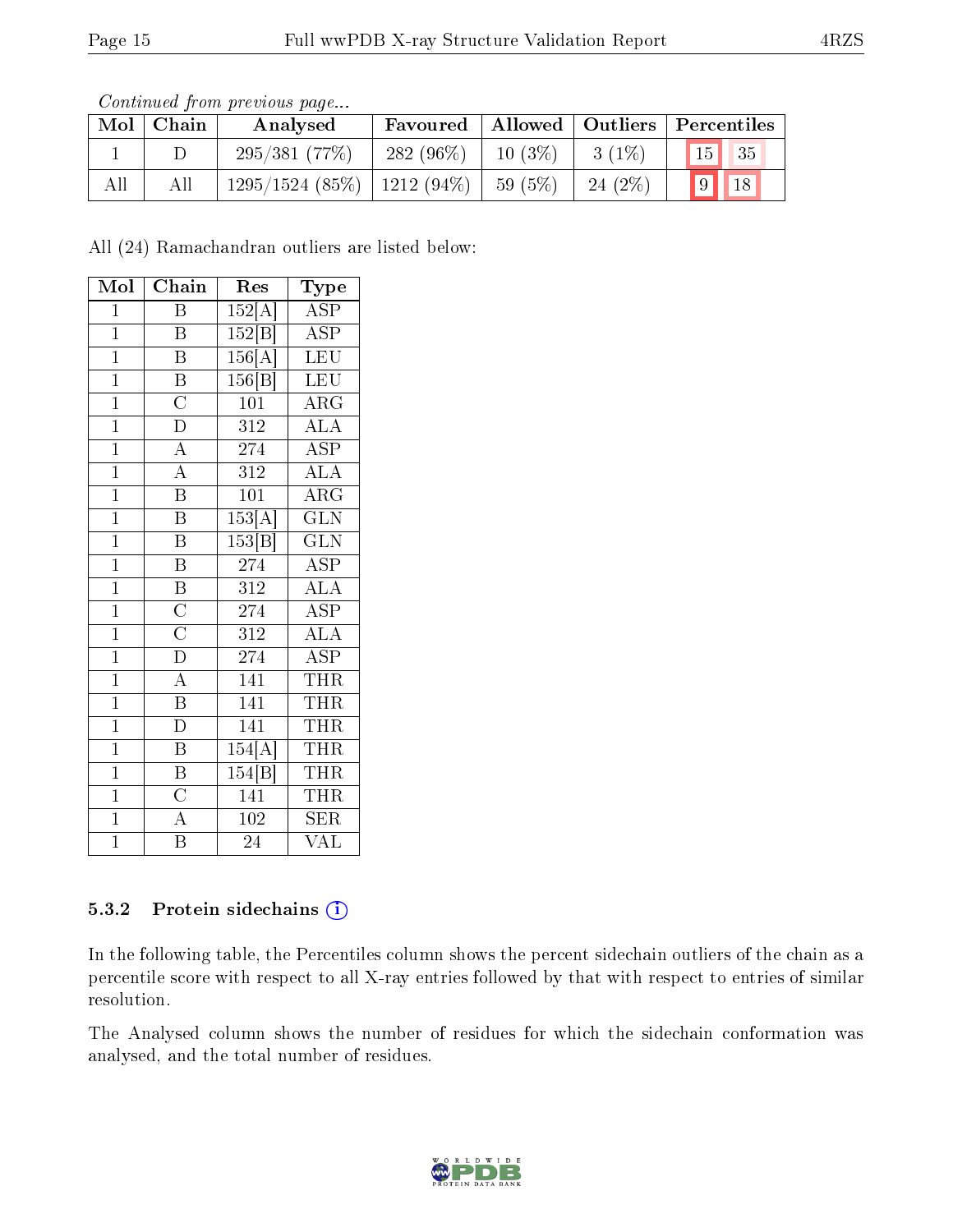*Continued from previous page...*

| Mol | Chain | Analysed | Favoured | Allowed | Outliers | Percentiles | |
|---|---|---|---|---|---|---|---|
| 1 | D | 295/381 (77%) | 282 (96%) | 10 (3%) | 3 (1%) | 15 | 35 |
| All | All | 1295/1524 (85%) | 1212 (94%) | 59 (5%) | 24 (2%) | 9 | 18 |

All (24) Ramachandran outliers are listed below:

| Mol | Chain | Res | Type |
|---|---|---|---|
| 1 | B | 152[A] | ASP |
| 1 | B | 152[B] | ASP |
| 1 | B | 156[A] | LEU |
| 1 | B | 156[B] | LEU |
| 1 | C | 101 | ARG |
| 1 | D | 312 | ALA |
| 1 | A | 274 | ASP |
| 1 | A | 312 | ALA |
| 1 | B | 101 | ARG |
| 1 | B | 153[A] | GLN |
| 1 | B | 153[B] | GLN |
| 1 | B | 274 | ASP |
| 1 | B | 312 | ALA |
| 1 | C | 274 | ASP |
| 1 | C | 312 | ALA |
| 1 | D | 274 | ASP |
| 1 | A | 141 | THR |
| 1 | B | 141 | THR |
| 1 | D | 141 | THR |
| 1 | B | 154[A] | THR |
| 1 | B | 154[B] | THR |
| 1 | C | 141 | THR |
| 1 | A | 102 | SER |
| 1 | B | 24 | VAL |

### 5.3.2 Protein sidechains

In the following table, the Percentiles column shows the percent sidechain outliers of the chain as a percentile score with respect to all X-ray entries followed by that with respect to entries of similar resolution.

The Analysed column shows the number of residues for which the sidechain conformation was analysed, and the total number of residues.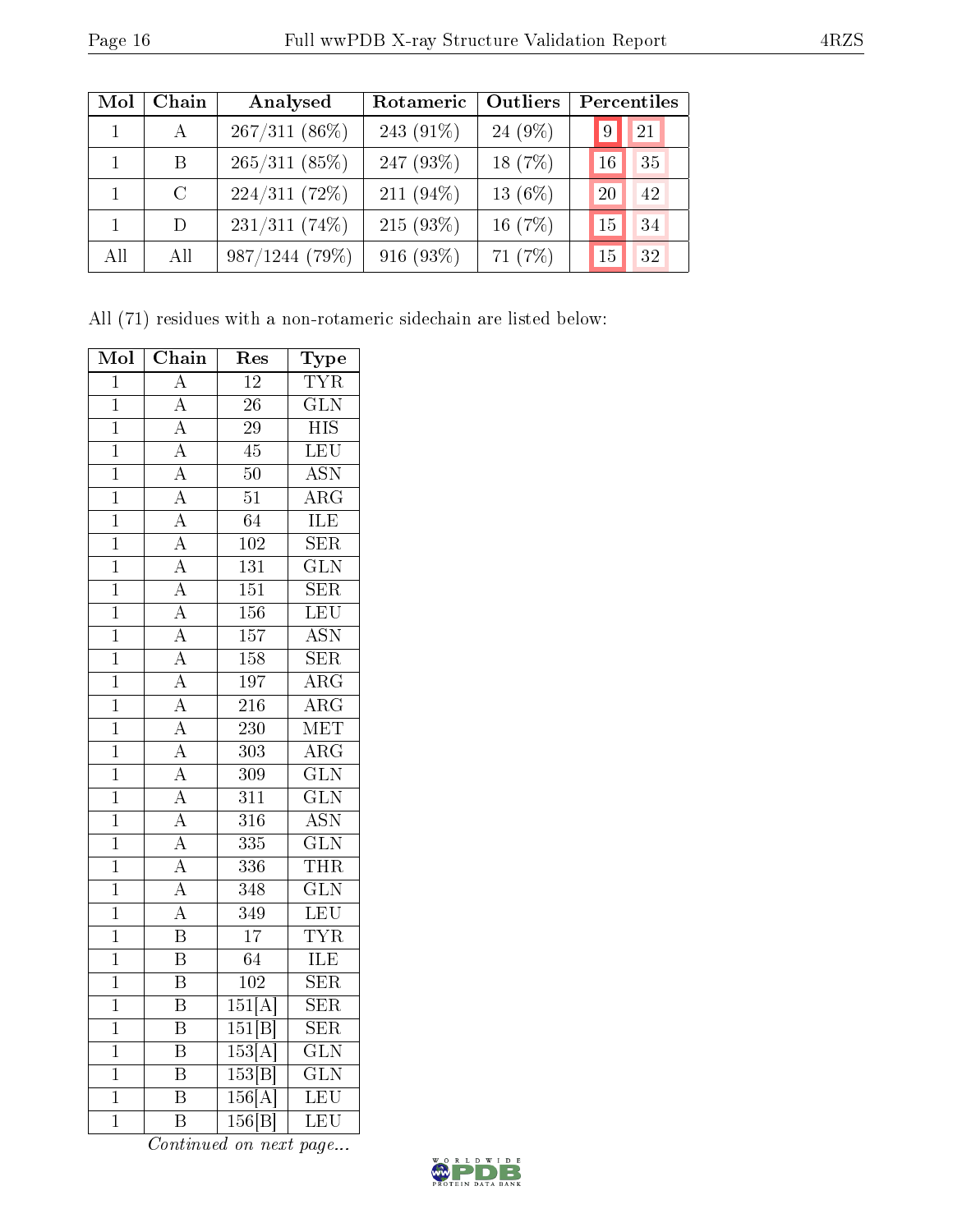| Mol | Chain | Analysed | Rotameric | Outliers | Percentiles | |
|---|---|---|---|---|---|---|
| 1 | A | 267/311 (86%) | 243 (91%) | 24 (9%) | 9 | 21 |
| 1 | B | 265/311 (85%) | 247 (93%) | 18 (7%) | 16 | 35 |
| 1 | C | 224/311 (72%) | 211 (94%) | 13 (6%) | 20 | 42 |
| 1 | D | 231/311 (74%) | 215 (93%) | 16 (7%) | 15 | 34 |
| All | All | 987/1244 (79%) | 916 (93%) | 71 (7%) | 15 | 32 |

All (71) residues with a non-rotameric sidechain are listed below:

| Mol | Chain | Res | Type |
|---|---|---|---|
| 1 | A | 12 | TYR |
| 1 | A | 26 | GLN |
| 1 | A | 29 | HIS |
| 1 | A | 45 | LEU |
| 1 | A | 50 | ASN |
| 1 | A | 51 | ARG |
| 1 | A | 64 | ILE |
| 1 | A | 102 | SER |
| 1 | A | 131 | GLN |
| 1 | A | 151 | SER |
| 1 | A | 156 | LEU |
| 1 | A | 157 | ASN |
| 1 | A | 158 | SER |
| 1 | A | 197 | ARG |
| 1 | A | 216 | ARG |
| 1 | A | 230 | MET |
| 1 | A | 303 | ARG |
| 1 | A | 309 | GLN |
| 1 | A | 311 | GLN |
| 1 | A | 316 | ASN |
| 1 | A | 335 | GLN |
| 1 | A | 336 | THR |
| 1 | A | 348 | GLN |
| 1 | A | 349 | LEU |
| 1 | B | 17 | TYR |
| 1 | B | 64 | ILE |
| 1 | B | 102 | SER |
| 1 | B | 151[A] | SER |
| 1 | B | 151[B] | SER |
| 1 | B | 153[A] | GLN |
| 1 | B | 153[B] | GLN |
| 1 | B | 156[A] | LEU |
| 1 | B | 156[B] | LEU |

*Continued on next page...*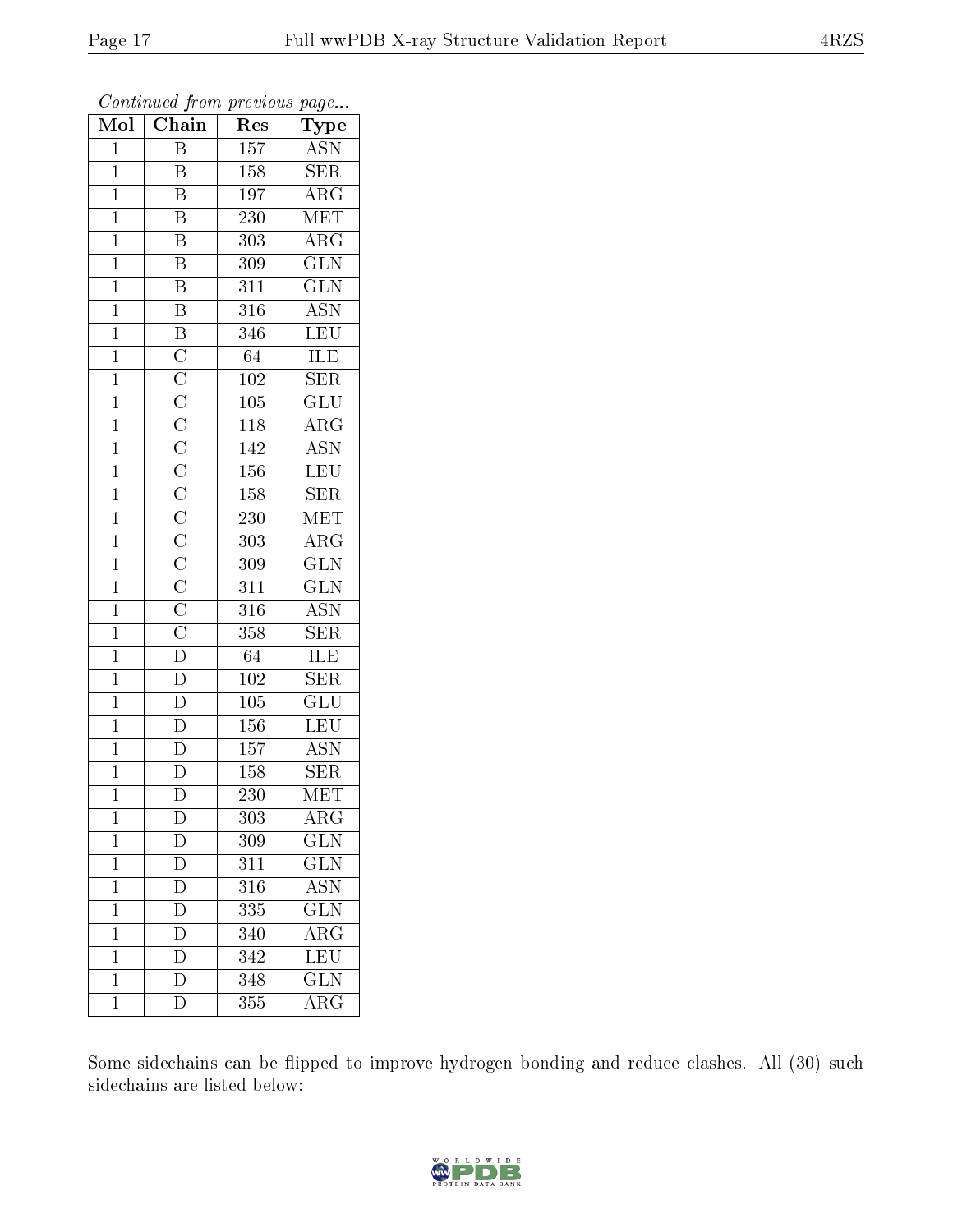*Continued from previous page...*

| Mol | Chain | Res | Type |
|---|---|---|---|
| 1 | B | 157 | ASN |
| 1 | B | 158 | SER |
| 1 | B | 197 | ARG |
| 1 | B | 230 | MET |
| 1 | B | 303 | ARG |
| 1 | B | 309 | GLN |
| 1 | B | 311 | GLN |
| 1 | B | 316 | ASN |
| 1 | B | 346 | LEU |
| 1 | C | 64 | ILE |
| 1 | C | 102 | SER |
| 1 | C | 105 | GLU |
| 1 | C | 118 | ARG |
| 1 | C | 142 | ASN |
| 1 | C | 156 | LEU |
| 1 | C | 158 | SER |
| 1 | C | 230 | MET |
| 1 | C | 303 | ARG |
| 1 | C | 309 | GLN |
| 1 | C | 311 | GLN |
| 1 | C | 316 | ASN |
| 1 | C | 358 | SER |
| 1 | D | 64 | ILE |
| 1 | D | 102 | SER |
| 1 | D | 105 | GLU |
| 1 | D | 156 | LEU |
| 1 | D | 157 | ASN |
| 1 | D | 158 | SER |
| 1 | D | 230 | MET |
| 1 | D | 303 | ARG |
| 1 | D | 309 | GLN |
| 1 | D | 311 | GLN |
| 1 | D | 316 | ASN |
| 1 | D | 335 | GLN |
| 1 | D | 340 | ARG |
| 1 | D | 342 | LEU |
| 1 | D | 348 | GLN |
| 1 | D | 355 | ARG |

Some sidechains can be flipped to improve hydrogen bonding and reduce clashes. All (30) such sidechains are listed below: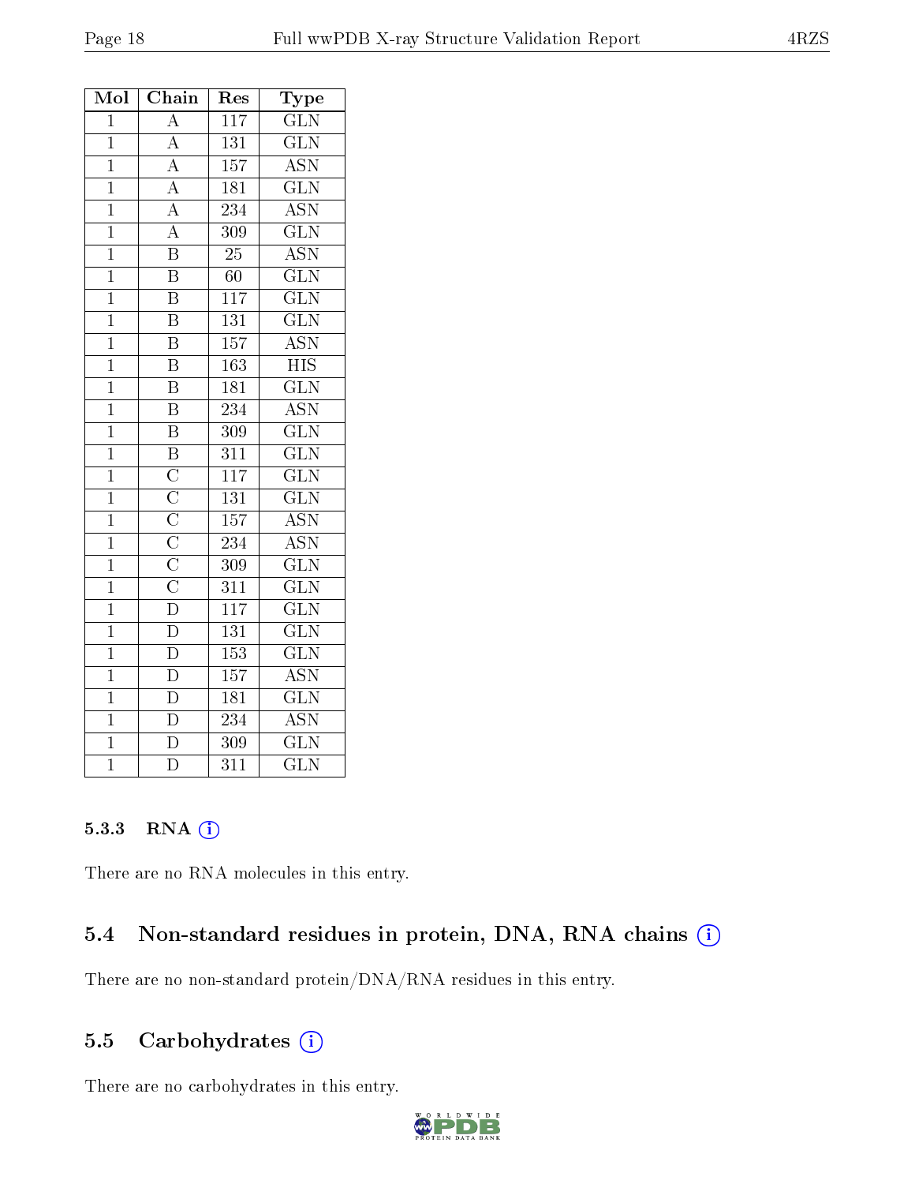| Mol | Chain | Res | Type |
|---|---|---|---|
| 1 | A | 117 | GLN |
| 1 | A | 131 | GLN |
| 1 | A | 157 | ASN |
| 1 | A | 181 | GLN |
| 1 | A | 234 | ASN |
| 1 | A | 309 | GLN |
| 1 | B | 25 | ASN |
| 1 | B | 60 | GLN |
| 1 | B | 117 | GLN |
| 1 | B | 131 | GLN |
| 1 | B | 157 | ASN |
| 1 | B | 163 | HIS |
| 1 | B | 181 | GLN |
| 1 | B | 234 | ASN |
| 1 | B | 309 | GLN |
| 1 | B | 311 | GLN |
| 1 | C | 117 | GLN |
| 1 | C | 131 | GLN |
| 1 | C | 157 | ASN |
| 1 | C | 234 | ASN |
| 1 | C | 309 | GLN |
| 1 | C | 311 | GLN |
| 1 | D | 117 | GLN |
| 1 | D | 131 | GLN |
| 1 | D | 153 | GLN |
| 1 | D | 157 | ASN |
| 1 | D | 181 | GLN |
| 1 | D | 234 | ASN |
| 1 | D | 309 | GLN |
| 1 | D | 311 | GLN |

#### 5.3.3 RNA

There are no RNA molecules in this entry.

### 5.4 Non-standard residues in protein, DNA, RNA chains

There are no non-standard protein/DNA/RNA residues in this entry.

### 5.5 Carbohydrates

There are no carbohydrates in this entry.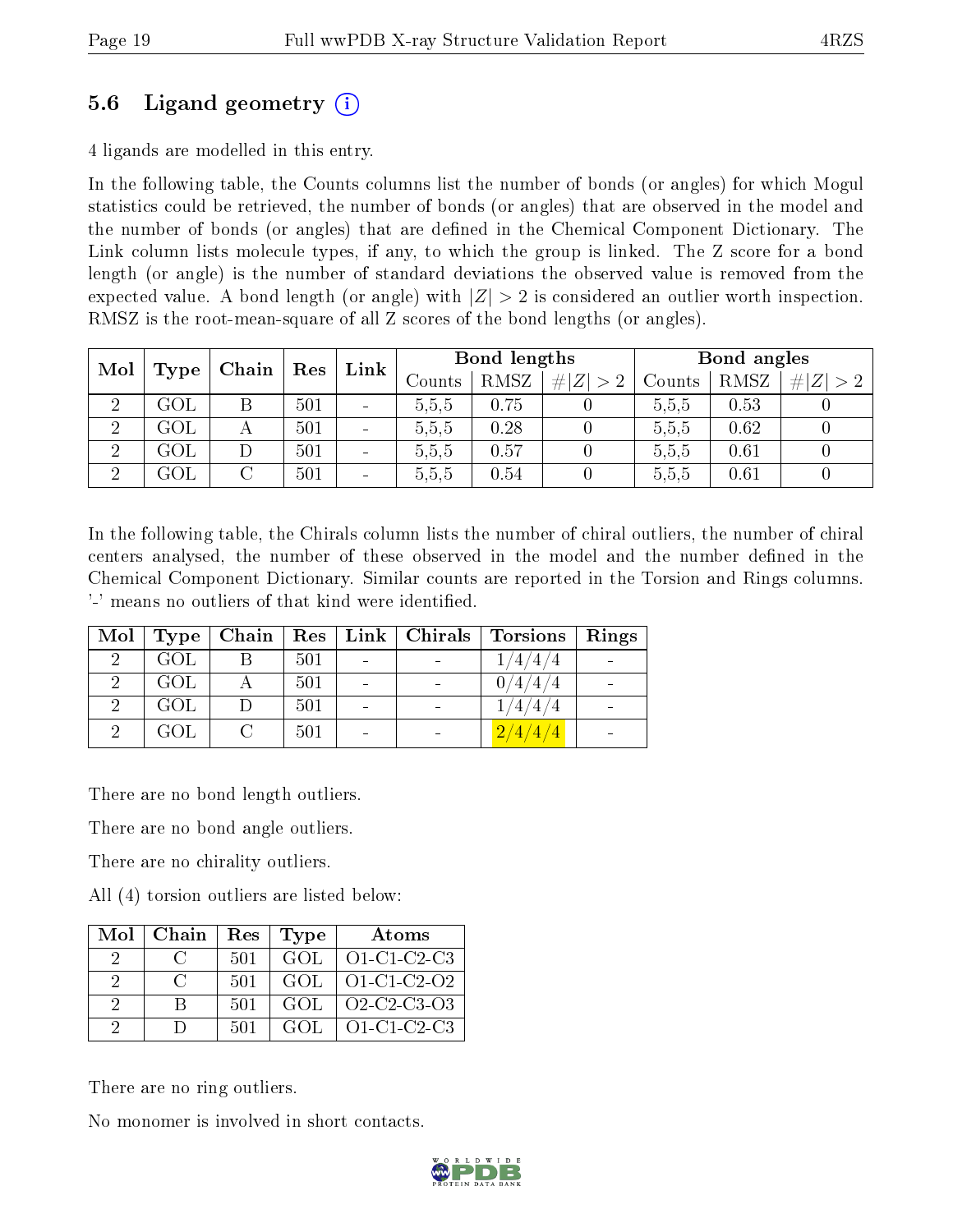## 5.6 Ligand geometry ⓘ

4 ligands are modelled in this entry.

In the following table, the Counts columns list the number of bonds (or angles) for which Mogul statistics could be retrieved, the number of bonds (or angles) that are observed in the model and the number of bonds (or angles) that are defined in the Chemical Component Dictionary. The Link column lists molecule types, if any, to which the group is linked. The Z score for a bond length (or angle) is the number of standard deviations the observed value is removed from the expected value. A bond length (or angle) with $|Z| > 2$ is considered an outlier worth inspection. RMSZ is the root-mean-square of all Z scores of the bond lengths (or angles).

| Mol | Type | Chain | Res | Link | Bond lengths | | | Bond angles | | |
|---|---|---|---|---|---|---|---|---|---|---|
| | | | | | Counts | RMSZ | $\#\|Z\| > 2$ | Counts | RMSZ | $\#\|Z\| > 2$ |
| 2 | GOL | B | 501 | - | 5,5,5 | 0.75 | 0 | 5,5,5 | 0.53 | 0 |
| 2 | GOL | A | 501 | - | 5,5,5 | 0.28 | 0 | 5,5,5 | 0.62 | 0 |
| 2 | GOL | D | 501 | - | 5,5,5 | 0.57 | 0 | 5,5,5 | 0.61 | 0 |
| 2 | GOL | C | 501 | - | 5,5,5 | 0.54 | 0 | 5,5,5 | 0.61 | 0 |

In the following table, the Chirals column lists the number of chiral outliers, the number of chiral centers analysed, the number of these observed in the model and the number defined in the Chemical Component Dictionary. Similar counts are reported in the Torsion and Rings columns. '-' means no outliers of that kind were identified.

| Mol | Type | Chain | Res | Link | Chirals | Torsions | Rings |
|---|---|---|---|---|---|---|---|
| 2 | GOL | B | 501 | - | - | 1/4/4/4 | - |
| 2 | GOL | A | 501 | - | - | 0/4/4/4 | - |
| 2 | GOL | D | 501 | - | - | 1/4/4/4 | - |
| 2 | GOL | C | 501 | - | - | 2/4/4/4 | - |

There are no bond length outliers.

There are no bond angle outliers.

There are no chirality outliers.

All (4) torsion outliers are listed below:

| Mol | Chain | Res | Type | Atoms |
|---|---|---|---|---|
| 2 | C | 501 | GOL | O1-C1-C2-C3 |
| 2 | C | 501 | GOL | O1-C1-C2-O2 |
| 2 | B | 501 | GOL | O2-C2-C3-O3 |
| 2 | D | 501 | GOL | O1-C1-C2-C3 |

There are no ring outliers.

No monomer is involved in short contacts.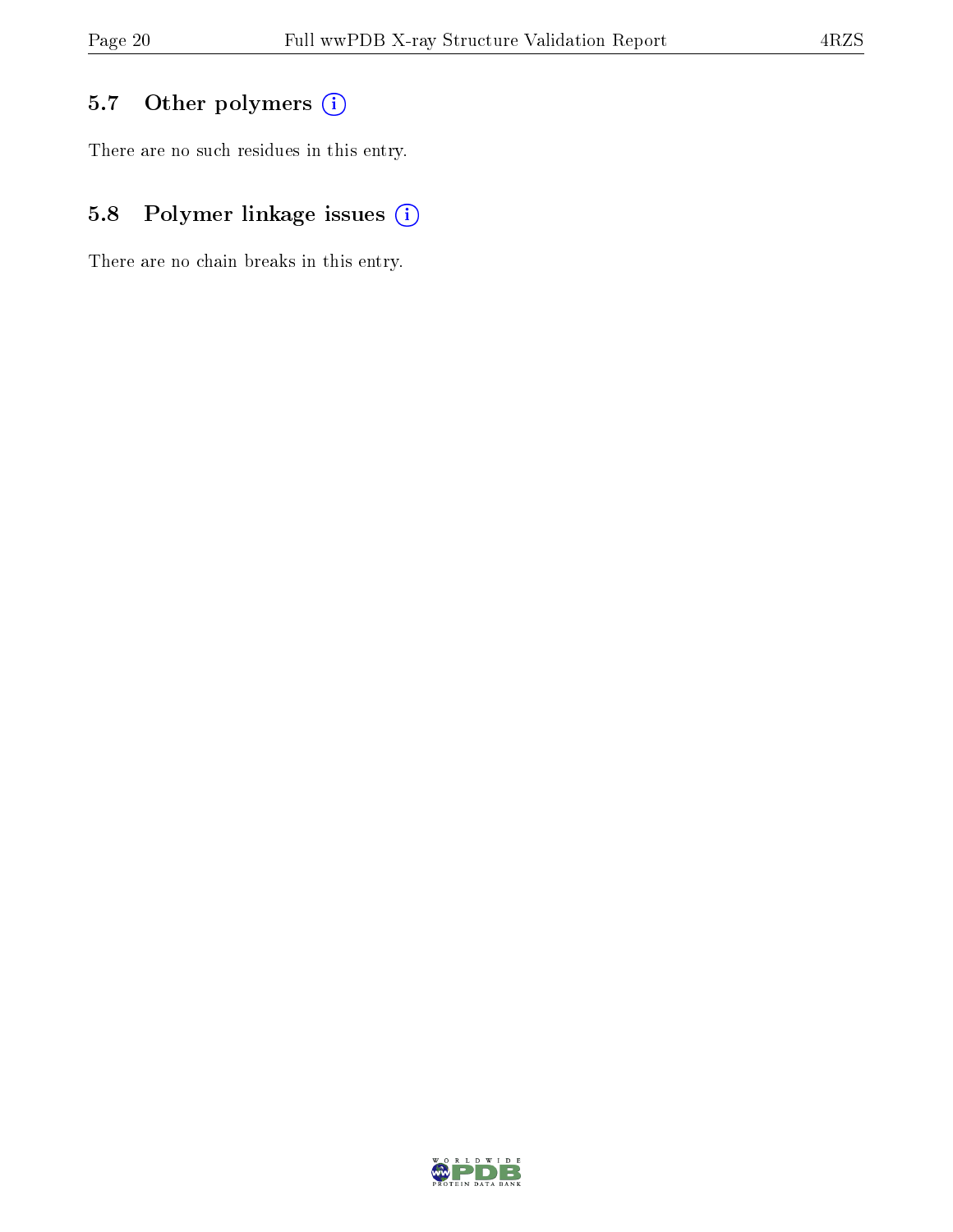## 5.7 Other polymers

There are no such residues in this entry.

## 5.8 Polymer linkage issues

There are no chain breaks in this entry.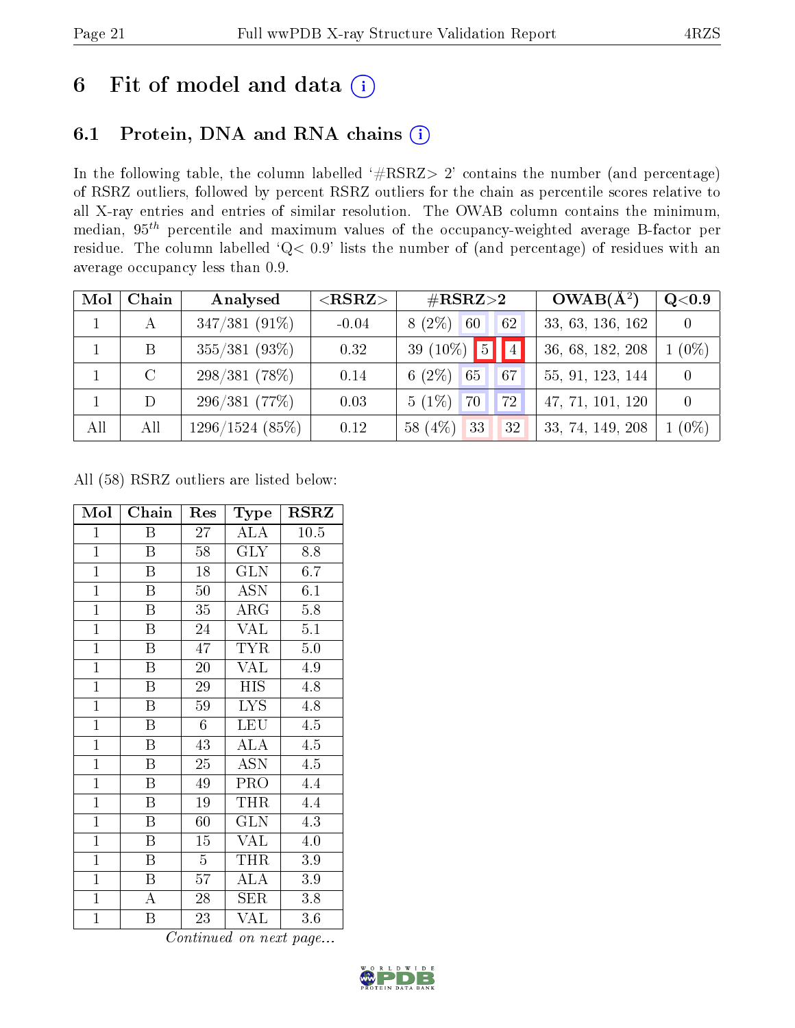# 6 Fit of model and data (i)

## 6.1 Protein, DNA and RNA chains (i)

In the following table, the column labelled '#RSRZ> 2' contains the number (and percentage) of RSRZ outliers, followed by percent RSRZ outliers for the chain as percentile scores relative to all X-ray entries and entries of similar resolution. The OWAB column contains the minimum, median, $95^{th}$ percentile and maximum values of the occupancy-weighted average B-factor per residue. The column labelled 'Q< 0.9' lists the number of (and percentage) of residues with an average occupancy less than 0.9.

| Mol | Chain | Analysed | <RSRZ> | #RSRZ>2 | | | OWAB(Å²) | Q<0.9 |
|---|---|---|---|---|---|---|---|---|
| 1 | A | 347/381 (91%) | -0.04 | 8 (2%) | 60 | 62 | 33, 63, 136, 162 | 0 |
| 1 | B | 355/381 (93%) | 0.32 | 39 (10%) | 5 | 4 | 36, 68, 182, 208 | 1 (0%) |
| 1 | C | 298/381 (78%) | 0.14 | 6 (2%) | 65 | 67 | 55, 91, 123, 144 | 0 |
| 1 | D | 296/381 (77%) | 0.03 | 5 (1%) | 70 | 72 | 47, 71, 101, 120 | 0 |
| All | All | 1296/1524 (85%) | 0.12 | 58 (4%) | 33 | 32 | 33, 74, 149, 208 | 1 (0%) |

All (58) RSRZ outliers are listed below:

| Mol | Chain | Res | Type | RSRZ |
|---|---|---|---|---|
| 1 | B | 27 | ALA | 10.5 |
| 1 | B | 58 | GLY | 8.8 |
| 1 | B | 18 | GLN | 6.7 |
| 1 | B | 50 | ASN | 6.1 |
| 1 | B | 35 | ARG | 5.8 |
| 1 | B | 24 | VAL | 5.1 |
| 1 | B | 47 | TYR | 5.0 |
| 1 | B | 20 | VAL | 4.9 |
| 1 | B | 29 | HIS | 4.8 |
| 1 | B | 59 | LYS | 4.8 |
| 1 | B | 6 | LEU | 4.5 |
| 1 | B | 43 | ALA | 4.5 |
| 1 | B | 25 | ASN | 4.5 |
| 1 | B | 49 | PRO | 4.4 |
| 1 | B | 19 | THR | 4.4 |
| 1 | B | 60 | GLN | 4.3 |
| 1 | B | 15 | VAL | 4.0 |
| 1 | B | 5 | THR | 3.9 |
| 1 | B | 57 | ALA | 3.9 |
| 1 | A | 28 | SER | 3.8 |
| 1 | B | 23 | VAL | 3.6 |

*Continued on next page...*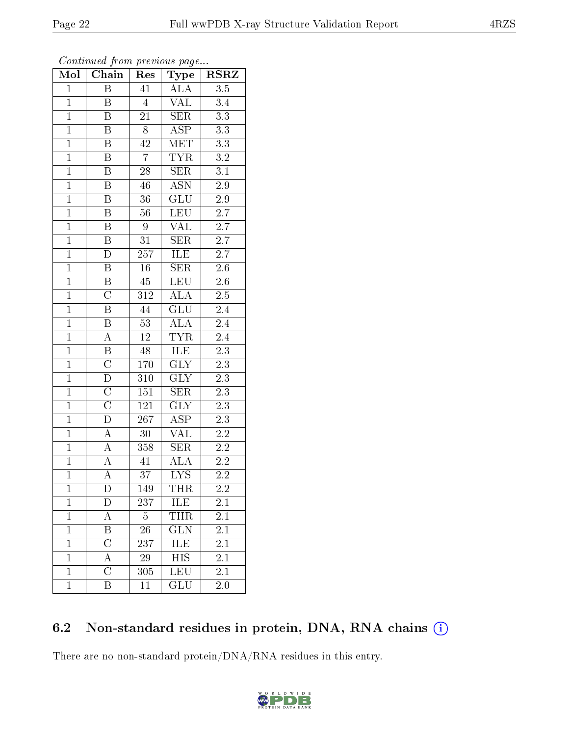*Continued from previous page...*

| Mol | Chain | Res | Type | RSRZ |
|---|---|---|---|---|
| 1 | B | 41 | ALA | 3.5 |
| 1 | B | 4 | VAL | 3.4 |
| 1 | B | 21 | SER | 3.3 |
| 1 | B | 8 | ASP | 3.3 |
| 1 | B | 42 | MET | 3.3 |
| 1 | B | 7 | TYR | 3.2 |
| 1 | B | 28 | SER | 3.1 |
| 1 | B | 46 | ASN | 2.9 |
| 1 | B | 36 | GLU | 2.9 |
| 1 | B | 56 | LEU | 2.7 |
| 1 | B | 9 | VAL | 2.7 |
| 1 | B | 31 | SER | 2.7 |
| 1 | D | 257 | ILE | 2.7 |
| 1 | B | 16 | SER | 2.6 |
| 1 | B | 45 | LEU | 2.6 |
| 1 | C | 312 | ALA | 2.5 |
| 1 | B | 44 | GLU | 2.4 |
| 1 | B | 53 | ALA | 2.4 |
| 1 | A | 12 | TYR | 2.4 |
| 1 | B | 48 | ILE | 2.3 |
| 1 | C | 170 | GLY | 2.3 |
| 1 | D | 310 | GLY | 2.3 |
| 1 | C | 151 | SER | 2.3 |
| 1 | C | 121 | GLY | 2.3 |
| 1 | D | 267 | ASP | 2.3 |
| 1 | A | 30 | VAL | 2.2 |
| 1 | A | 358 | SER | 2.2 |
| 1 | A | 41 | ALA | 2.2 |
| 1 | A | 37 | LYS | 2.2 |
| 1 | D | 149 | THR | 2.2 |
| 1 | D | 237 | ILE | 2.1 |
| 1 | A | 5 | THR | 2.1 |
| 1 | B | 26 | GLN | 2.1 |
| 1 | C | 237 | ILE | 2.1 |
| 1 | A | 29 | HIS | 2.1 |
| 1 | C | 305 | LEU | 2.1 |
| 1 | B | 11 | GLU | 2.0 |

## 6.2 Non-standard residues in protein, DNA, RNA chains

There are no non-standard protein/DNA/RNA residues in this entry.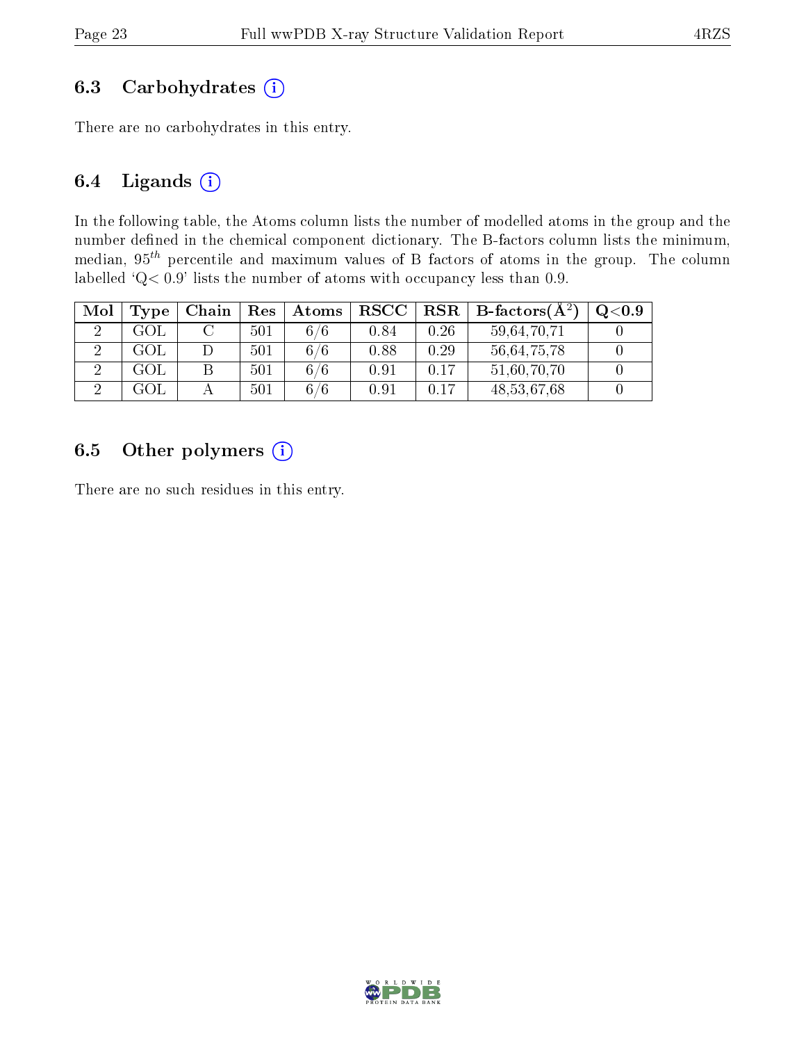### 6.3 Carbohydrates (i)

There are no carbohydrates in this entry.

### 6.4 Ligands (i)

In the following table, the Atoms column lists the number of modelled atoms in the group and the number defined in the chemical component dictionary. The B-factors column lists the minimum, median, $95^{th}$ percentile and maximum values of B factors of atoms in the group. The column labelled 'Q< 0.9' lists the number of atoms with occupancy less than 0.9.

| Mol | Type | Chain | Res | Atoms | RSCC | RSR | B-factors($Å^2$) | Q<0.9 |
|---|---|---|---|---|---|---|---|---|
| 2 | GOL | C | 501 | 6/6 | 0.84 | 0.26 | 59,64,70,71 | 0 |
| 2 | GOL | D | 501 | 6/6 | 0.88 | 0.29 | 56,64,75,78 | 0 |
| 2 | GOL | B | 501 | 6/6 | 0.91 | 0.17 | 51,60,70,70 | 0 |
| 2 | GOL | A | 501 | 6/6 | 0.91 | 0.17 | 48,53,67,68 | 0 |

### 6.5 Other polymers (i)

There are no such residues in this entry.